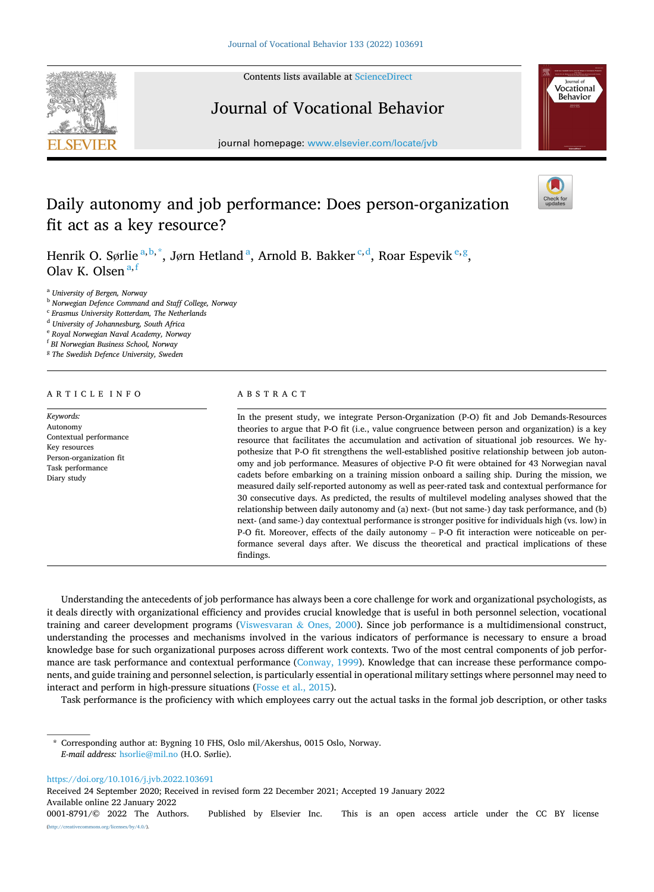# Daily autonomy and job performance: Does person-organization fit act as a key resource?

Henrik O. Sørlie [a,b,*], Jørn Hetland [a], Arnold B. Bakker [c,d], Roar Espevik [e,g], Olav K. Olsen [a,f]

[a] *University of Bergen, Norway*
[b] *Norwegian Defence Command and Staff College, Norway*
[c] *Erasmus University Rotterdam, The Netherlands*
[d] *University of Johannesburg, South Africa*
[e] *Royal Norwegian Naval Academy, Norway*
[f] *BI Norwegian Business School, Norway*
[g] *The Swedish Defence University, Sweden*

## ARTICLE INFO

*Keywords:*
Autonomy
Contextual performance
Key resources
Person-organization fit
Task performance
Diary study

## ABSTRACT

In the present study, we integrate Person-Organization (P-O) fit and Job Demands-Resources theories to argue that P-O fit (i.e., value congruence between person and organization) is a key resource that facilitates the accumulation and activation of situational job resources. We hypothesize that P-O fit strengthens the well-established positive relationship between job autonomy and job performance. Measures of objective P-O fit were obtained for 43 Norwegian naval cadets before embarking on a training mission onboard a sailing ship. During the mission, we measured daily self-reported autonomy as well as peer-rated task and contextual performance for 30 consecutive days. As predicted, the results of multilevel modeling analyses showed that the relationship between daily autonomy and (a) next- (but not same-) day task performance, and (b) next- (and same-) day contextual performance is stronger positive for individuals high (vs. low) in P-O fit. Moreover, effects of the daily autonomy – P-O fit interaction were noticeable on performance several days after. We discuss the theoretical and practical implications of these findings.

Understanding the antecedents of job performance has always been a core challenge for work and organizational psychologists, as it deals directly with organizational efficiency and provides crucial knowledge that is useful in both personnel selection, vocational training and career development programs (Viswesvaran & Ones, 2000). Since job performance is a multidimensional construct, understanding the processes and mechanisms involved in the various indicators of performance is necessary to ensure a broad knowledge base for such organizational purposes across different work contexts. Two of the most central components of job performance are task performance and contextual performance (Conway, 1999). Knowledge that can increase these performance components, and guide training and personnel selection, is particularly essential in operational military settings where personnel may need to interact and perform in high-pressure situations (Fosse et al., 2015).

Task performance is the proficiency with which employees carry out the actual tasks in the formal job description, or other tasks

* Corresponding author at: Bygning 10 FHS, Oslo mil/Akershus, 0015 Oslo, Norway.
*E-mail address:* hsorlie@mil.no (H.O. Sørlie).

https://doi.org/10.1016/j.jvb.2022.103691
Received 24 September 2020; Received in revised form 22 December 2021; Accepted 19 January 2022
Available online 22 January 2022
0001-8791/© 2022 The Authors. Published by Elsevier Inc. This is an open access article under the CC BY license (http://creativecommons.org/licenses/by/4.0/).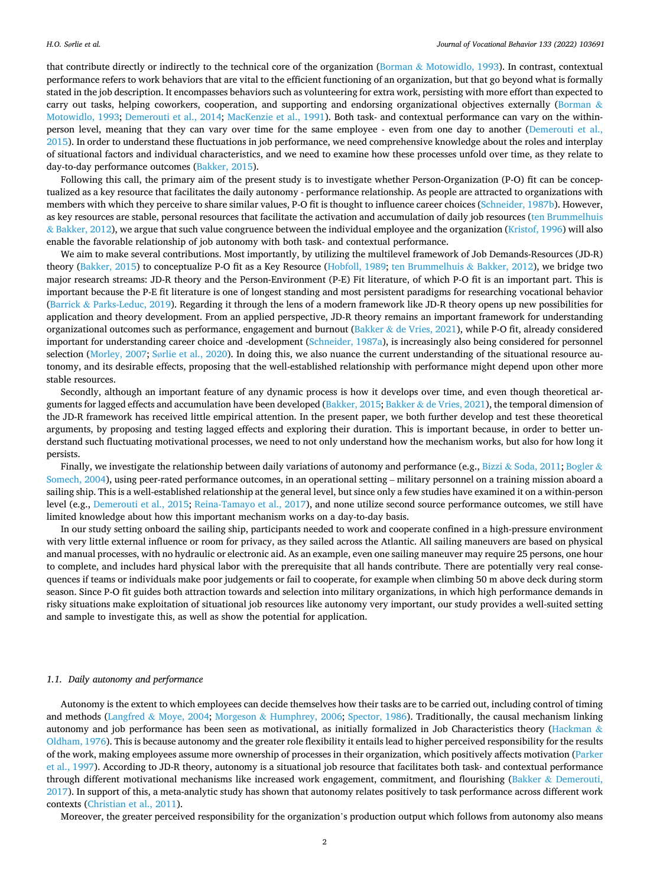that contribute directly or indirectly to the technical core of the organization (Borman & Motowidlo, 1993). In contrast, contextual performance refers to work behaviors that are vital to the efficient functioning of an organization, but that go beyond what is formally stated in the job description. It encompasses behaviors such as volunteering for extra work, persisting with more effort than expected to carry out tasks, helping coworkers, cooperation, and supporting and endorsing organizational objectives externally (Borman & Motowidlo, 1993; Demerouti et al., 2014; MacKenzie et al., 1991). Both task- and contextual performance can vary on the within-person level, meaning that they can vary over time for the same employee - even from one day to another (Demerouti et al., 2015). In order to understand these fluctuations in job performance, we need comprehensive knowledge about the roles and interplay of situational factors and individual characteristics, and we need to examine how these processes unfold over time, as they relate to day-to-day performance outcomes (Bakker, 2015).

Following this call, the primary aim of the present study is to investigate whether Person-Organization (P-O) fit can be conceptualized as a key resource that facilitates the daily autonomy - performance relationship. As people are attracted to organizations with members with which they perceive to share similar values, P-O fit is thought to influence career choices (Schneider, 1987b). However, as key resources are stable, personal resources that facilitate the activation and accumulation of daily job resources (ten Brummelhuis & Bakker, 2012), we argue that such value congruence between the individual employee and the organization (Kristof, 1996) will also enable the favorable relationship of job autonomy with both task- and contextual performance.

We aim to make several contributions. Most importantly, by utilizing the multilevel framework of Job Demands-Resources (JD-R) theory (Bakker, 2015) to conceptualize P-O fit as a Key Resource (Hobfoll, 1989; ten Brummelhuis & Bakker, 2012), we bridge two major research streams: JD-R theory and the Person-Environment (P-E) Fit literature, of which P-O fit is an important part. This is important because the P-E fit literature is one of longest standing and most persistent paradigms for researching vocational behavior (Barrick & Parks-Leduc, 2019). Regarding it through the lens of a modern framework like JD-R theory opens up new possibilities for application and theory development. From an applied perspective, JD-R theory remains an important framework for understanding organizational outcomes such as performance, engagement and burnout (Bakker & de Vries, 2021), while P-O fit, already considered important for understanding career choice and -development (Schneider, 1987a), is increasingly also being considered for personnel selection (Morley, 2007; Sørlie et al., 2020). In doing this, we also nuance the current understanding of the situational resource autonomy, and its desirable effects, proposing that the well-established relationship with performance might depend upon other more stable resources.

Secondly, although an important feature of any dynamic process is how it develops over time, and even though theoretical arguments for lagged effects and accumulation have been developed (Bakker, 2015; Bakker & de Vries, 2021), the temporal dimension of the JD-R framework has received little empirical attention. In the present paper, we both further develop and test these theoretical arguments, by proposing and testing lagged effects and exploring their duration. This is important because, in order to better understand such fluctuating motivational processes, we need to not only understand how the mechanism works, but also for how long it persists.

Finally, we investigate the relationship between daily variations of autonomy and performance (e.g., Bizzi & Soda, 2011; Bogler & Somech, 2004), using peer-rated performance outcomes, in an operational setting – military personnel on a training mission aboard a sailing ship. This is a well-established relationship at the general level, but since only a few studies have examined it on a within-person level (e.g., Demerouti et al., 2015; Reina-Tamayo et al., 2017), and none utilize second source performance outcomes, we still have limited knowledge about how this important mechanism works on a day-to-day basis.

In our study setting onboard the sailing ship, participants needed to work and cooperate confined in a high-pressure environment with very little external influence or room for privacy, as they sailed across the Atlantic. All sailing maneuvers are based on physical and manual processes, with no hydraulic or electronic aid. As an example, even one sailing maneuver may require 25 persons, one hour to complete, and includes hard physical labor with the prerequisite that all hands contribute. There are potentially very real consequences if teams or individuals make poor judgements or fail to cooperate, for example when climbing 50 m above deck during storm season. Since P-O fit guides both attraction towards and selection into military organizations, in which high performance demands in risky situations make exploitation of situational job resources like autonomy very important, our study provides a well-suited setting and sample to investigate this, as well as show the potential for application.

### *1.1. Daily autonomy and performance*

Autonomy is the extent to which employees can decide themselves how their tasks are to be carried out, including control of timing and methods (Langfred & Moye, 2004; Morgeson & Humphrey, 2006; Spector, 1986). Traditionally, the causal mechanism linking autonomy and job performance has been seen as motivational, as initially formalized in Job Characteristics theory (Hackman & Oldham, 1976). This is because autonomy and the greater role flexibility it entails lead to higher perceived responsibility for the results of the work, making employees assume more ownership of processes in their organization, which positively affects motivation (Parker et al., 1997). According to JD-R theory, autonomy is a situational job resource that facilitates both task- and contextual performance through different motivational mechanisms like increased work engagement, commitment, and flourishing (Bakker & Demerouti, 2017). In support of this, a meta-analytic study has shown that autonomy relates positively to task performance across different work contexts (Christian et al., 2011).

Moreover, the greater perceived responsibility for the organization's production output which follows from autonomy also means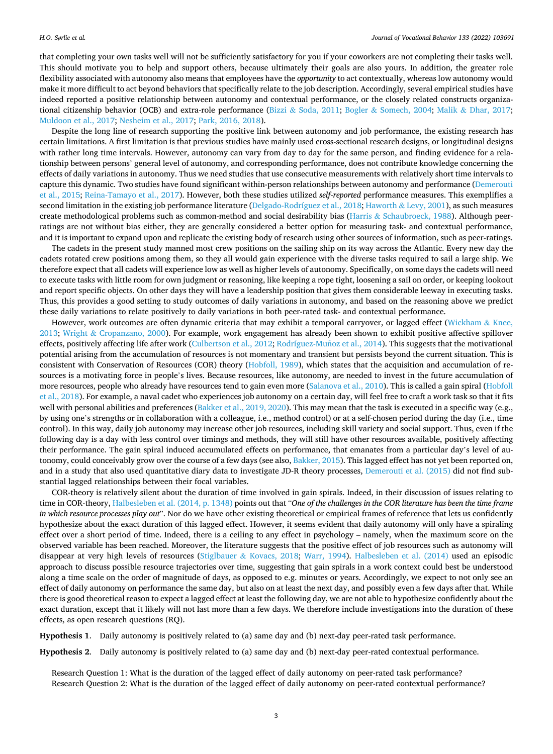that completing your own tasks well will not be sufficiently satisfactory for you if your coworkers are not completing their tasks well. This should motivate you to help and support others, because ultimately their goals are also yours. In addition, the greater role flexibility associated with autonomy also means that employees have the *opportunity* to act contextually, whereas low autonomy would make it more difficult to act beyond behaviors that specifically relate to the job description. Accordingly, several empirical studies have indeed reported a positive relationship between autonomy and contextual performance, or the closely related constructs organizational citizenship behavior (OCB) and extra-role performance (Bizzi & Soda, 2011; Bogler & Somech, 2004; Malik & Dhar, 2017; Muldoon et al., 2017; Nesheim et al., 2017; Park, 2016, 2018).

Despite the long line of research supporting the positive link between autonomy and job performance, the existing research has certain limitations. A first limitation is that previous studies have mainly used cross-sectional research designs, or longitudinal designs with rather long time intervals. However, autonomy can vary from day to day for the same person, and finding evidence for a relationship between persons' general level of autonomy, and corresponding performance, does not contribute knowledge concerning the effects of daily variations in autonomy. Thus we need studies that use consecutive measurements with relatively short time intervals to capture this dynamic. Two studies have found significant within-person relationships between autonomy and performance (Demerouti et al., 2015; Reina-Tamayo et al., 2017). However, both these studies utilized *self-reported* performance measures. This exemplifies a second limitation in the existing job performance literature (Delgado-Rodríguez et al., 2018; Haworth & Levy, 2001), as such measures create methodological problems such as common-method and social desirability bias (Harris & Schaubroeck, 1988). Although peer-ratings are not without bias either, they are generally considered a better option for measuring task- and contextual performance, and it is important to expand upon and replicate the existing body of research using other sources of information, such as peer-ratings.

The cadets in the present study manned most crew positions on the sailing ship on its way across the Atlantic. Every new day the cadets rotated crew positions among them, so they all would gain experience with the diverse tasks required to sail a large ship. We therefore expect that all cadets will experience low as well as higher levels of autonomy. Specifically, on some days the cadets will need to execute tasks with little room for own judgment or reasoning, like keeping a rope tight, loosening a sail on order, or keeping lookout and report specific objects. On other days they will have a leadership position that gives them considerable leeway in executing tasks. Thus, this provides a good setting to study outcomes of daily variations in autonomy, and based on the reasoning above we predict these daily variations to relate positively to daily variations in both peer-rated task- and contextual performance.

However, work outcomes are often dynamic criteria that may exhibit a temporal carryover, or lagged effect (Wickham & Knee, 2013; Wright & Cropanzano, 2000). For example, work engagement has already been shown to exhibit positive affective spillover effects, positively affecting life after work (Culbertson et al., 2012; Rodríguez-Muñoz et al., 2014). This suggests that the motivational potential arising from the accumulation of resources is not momentary and transient but persists beyond the current situation. This is consistent with Conservation of Resources (COR) theory (Hobfoll, 1989), which states that the acquisition and accumulation of resources is a motivating force in people's lives. Because resources, like autonomy, are needed to invest in the future accumulation of more resources, people who already have resources tend to gain even more (Salanova et al., 2010). This is called a gain spiral (Hobfoll et al., 2018). For example, a naval cadet who experiences job autonomy on a certain day, will feel free to craft a work task so that it fits well with personal abilities and preferences (Bakker et al., 2019, 2020). This may mean that the task is executed in a specific way (e.g., by using one's strengths or in collaboration with a colleague, i.e., method control) or at a self-chosen period during the day (i.e., time control). In this way, daily job autonomy may increase other job resources, including skill variety and social support. Thus, even if the following day is a day with less control over timings and methods, they will still have other resources available, positively affecting their performance. The gain spiral induced accumulated effects on performance, that emanates from a particular day's level of autonomy, could conceivably grow over the course of a few days (see also, Bakker, 2015). This lagged effect has not yet been reported on, and in a study that also used quantitative diary data to investigate JD-R theory processes, Demerouti et al. (2015) did not find substantial lagged relationships between their focal variables.

COR-theory is relatively silent about the duration of time involved in gain spirals. Indeed, in their discussion of issues relating to time in COR-theory, Halbesleben et al. (2014, p. 1348) points out that "*One of the challenges in the COR literature has been the time frame in which resource processes play out*". Nor do we have other existing theoretical or empirical frames of reference that lets us confidently hypothesize about the exact duration of this lagged effect. However, it seems evident that daily autonomy will only have a spiraling effect over a short period of time. Indeed, there is a ceiling to any effect in psychology – namely, when the maximum score on the observed variable has been reached. Moreover, the literature suggests that the positive effect of job resources such as autonomy will disappear at very high levels of resources (Stiglbauer & Kovacs, 2018; Warr, 1994). Halbesleben et al. (2014) used an episodic approach to discuss possible resource trajectories over time, suggesting that gain spirals in a work context could best be understood along a time scale on the order of magnitude of days, as opposed to e.g. minutes or years. Accordingly, we expect to not only see an effect of daily autonomy on performance the same day, but also on at least the next day, and possibly even a few days after that. While there is good theoretical reason to expect a lagged effect at least the following day, we are not able to hypothesize confidently about the exact duration, except that it likely will not last more than a few days. We therefore include investigations into the duration of these effects, as open research questions (RQ).

**Hypothesis 1**. Daily autonomy is positively related to (a) same day and (b) next-day peer-rated task performance.

**Hypothesis 2**. Daily autonomy is positively related to (a) same day and (b) next-day peer-rated contextual performance.

Research Question 1: What is the duration of the lagged effect of daily autonomy on peer-rated task performance?
Research Question 2: What is the duration of the lagged effect of daily autonomy on peer-rated contextual performance?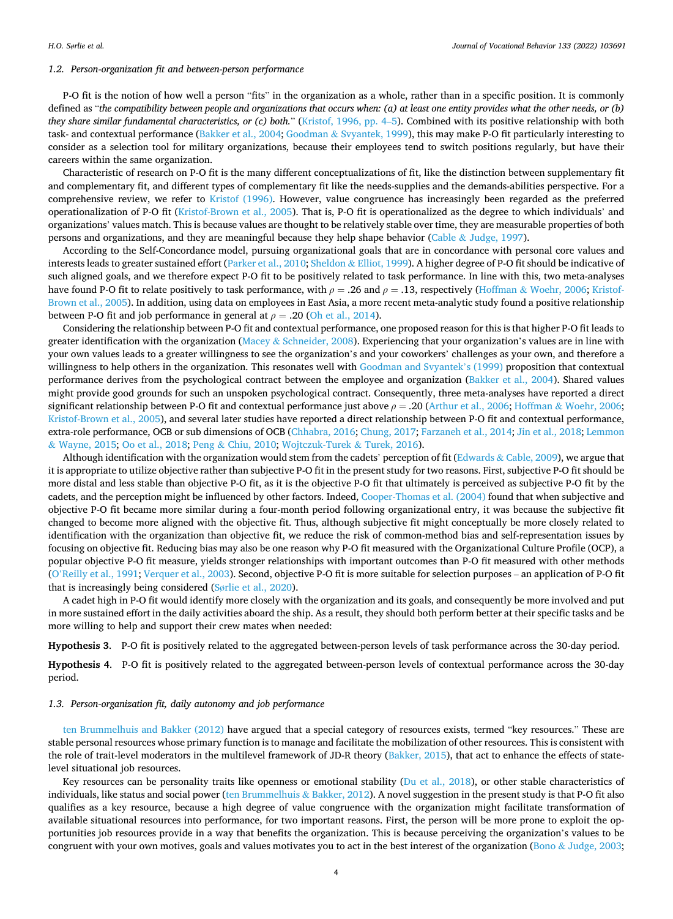### 1.2. Person-organization fit and between-person performance

P-O fit is the notion of how well a person "fits" in the organization as a whole, rather than in a specific position. It is commonly defined as "*the compatibility between people and organizations that occurs when: (a) at least one entity provides what the other needs, or (b) they share similar fundamental characteristics, or (c) both.*" (Kristof, 1996, pp. 4–5). Combined with its positive relationship with both task- and contextual performance (Bakker et al., 2004; Goodman & Svyantek, 1999), this may make P-O fit particularly interesting to consider as a selection tool for military organizations, because their employees tend to switch positions regularly, but have their careers within the same organization.

Characteristic of research on P-O fit is the many different conceptualizations of fit, like the distinction between supplementary fit and complementary fit, and different types of complementary fit like the needs-supplies and the demands-abilities perspective. For a comprehensive review, we refer to Kristof (1996). However, value congruence has increasingly been regarded as the preferred operationalization of P-O fit (Kristof-Brown et al., 2005). That is, P-O fit is operationalized as the degree to which individuals' and organizations' values match. This is because values are thought to be relatively stable over time, they are measurable properties of both persons and organizations, and they are meaningful because they help shape behavior (Cable & Judge, 1997).

According to the Self-Concordance model, pursuing organizational goals that are in concordance with personal core values and interests leads to greater sustained effort (Parker et al., 2010; Sheldon & Elliot, 1999). A higher degree of P-O fit should be indicative of such aligned goals, and we therefore expect P-O fit to be positively related to task performance. In line with this, two meta-analyses have found P-O fit to relate positively to task performance, with $\rho = .26$ and $\rho = .13$, respectively (Hoffman & Woehr, 2006; Kristof-Brown et al., 2005). In addition, using data on employees in East Asia, a more recent meta-analytic study found a positive relationship between P-O fit and job performance in general at $\rho = .20$ (Oh et al., 2014).

Considering the relationship between P-O fit and contextual performance, one proposed reason for this is that higher P-O fit leads to greater identification with the organization (Macey & Schneider, 2008). Experiencing that your organization's values are in line with your own values leads to a greater willingness to see the organization's and your coworkers' challenges as your own, and therefore a willingness to help others in the organization. This resonates well with Goodman and Svyantek's (1999) proposition that contextual performance derives from the psychological contract between the employee and organization (Bakker et al., 2004). Shared values might provide good grounds for such an unspoken psychological contract. Consequently, three meta-analyses have reported a direct significant relationship between P-O fit and contextual performance just above $\rho = .20$ (Arthur et al., 2006; Hoffman & Woehr, 2006; Kristof-Brown et al., 2005), and several later studies have reported a direct relationship between P-O fit and contextual performance, extra-role performance, OCB or sub dimensions of OCB (Chhabra, 2016; Chung, 2017; Farzaneh et al., 2014; Jin et al., 2018; Lemmon & Wayne, 2015; Oo et al., 2018; Peng & Chiu, 2010; Wojtczuk-Turek & Turek, 2016).

Although identification with the organization would stem from the cadets' perception of fit (Edwards & Cable, 2009), we argue that it is appropriate to utilize objective rather than subjective P-O fit in the present study for two reasons. First, subjective P-O fit should be more distal and less stable than objective P-O fit, as it is the objective P-O fit that ultimately is perceived as subjective P-O fit by the cadets, and the perception might be influenced by other factors. Indeed, Cooper-Thomas et al. (2004) found that when subjective and objective P-O fit became more similar during a four-month period following organizational entry, it was because the subjective fit changed to become more aligned with the objective fit. Thus, although subjective fit might conceptually be more closely related to identification with the organization than objective fit, we reduce the risk of common-method bias and self-representation issues by focusing on objective fit. Reducing bias may also be one reason why P-O fit measured with the Organizational Culture Profile (OCP), a popular objective P-O fit measure, yields stronger relationships with important outcomes than P-O fit measured with other methods (O'Reilly et al., 1991; Verquer et al., 2003). Second, objective P-O fit is more suitable for selection purposes – an application of P-O fit that is increasingly being considered (Sørlie et al., 2020).

A cadet high in P-O fit would identify more closely with the organization and its goals, and consequently be more involved and put in more sustained effort in the daily activities aboard the ship. As a result, they should both perform better at their specific tasks and be more willing to help and support their crew mates when needed:

**Hypothesis 3**. P-O fit is positively related to the aggregated between-person levels of task performance across the 30-day period.

**Hypothesis 4**. P-O fit is positively related to the aggregated between-person levels of contextual performance across the 30-day period.

### 1.3. Person-organization fit, daily autonomy and job performance

ten Brummelhuis and Bakker (2012) have argued that a special category of resources exists, termed "key resources." These are stable personal resources whose primary function is to manage and facilitate the mobilization of other resources. This is consistent with the role of trait-level moderators in the multilevel framework of JD-R theory (Bakker, 2015), that act to enhance the effects of state-level situational job resources.

Key resources can be personality traits like openness or emotional stability (Du et al., 2018), or other stable characteristics of individuals, like status and social power (ten Brummelhuis & Bakker, 2012). A novel suggestion in the present study is that P-O fit also qualifies as a key resource, because a high degree of value congruence with the organization might facilitate transformation of available situational resources into performance, for two important reasons. First, the person will be more prone to exploit the opportunities job resources provide in a way that benefits the organization. This is because perceiving the organization's values to be congruent with your own motives, goals and values motivates you to act in the best interest of the organization (Bono & Judge, 2003;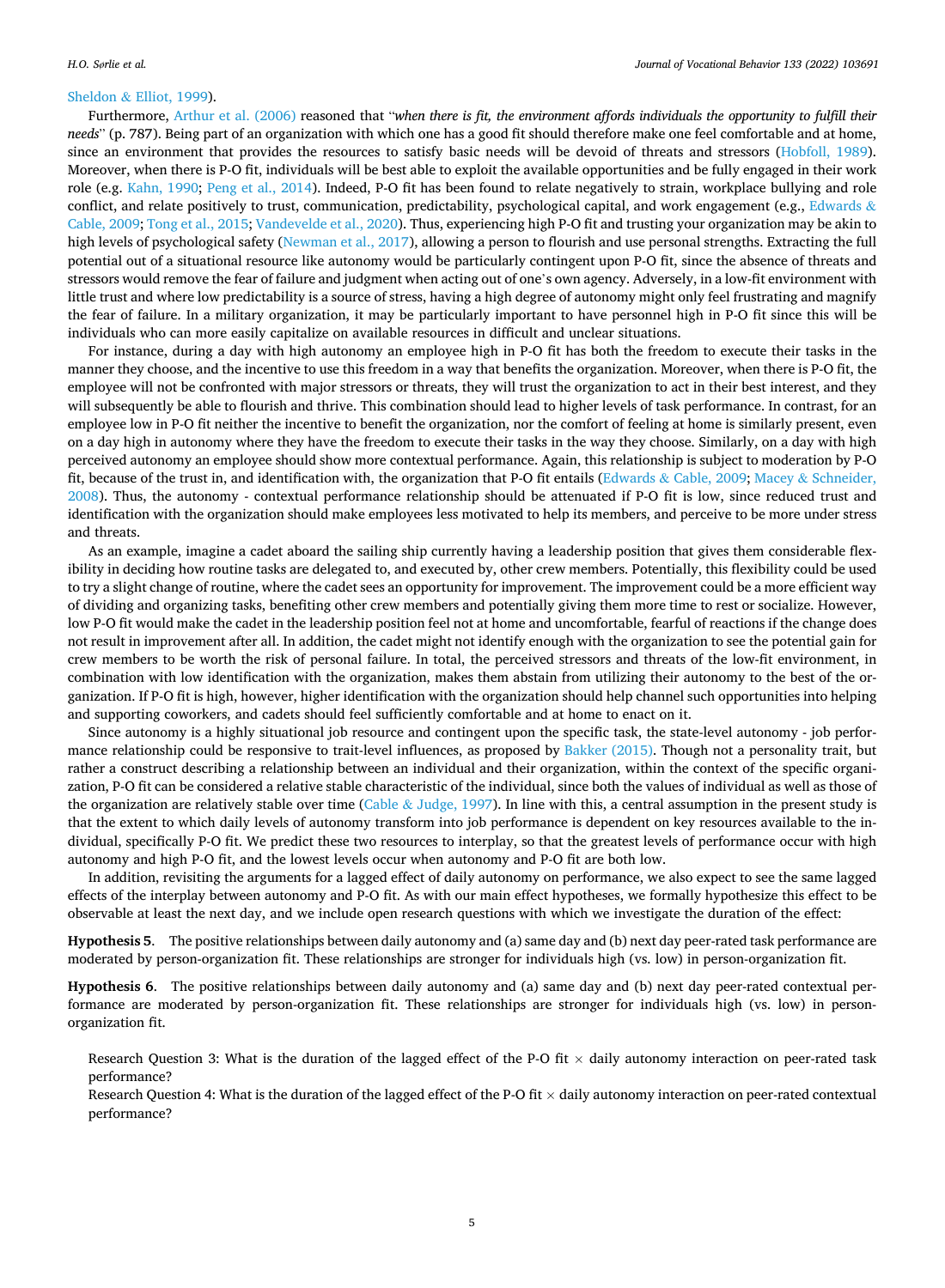Sheldon & Elliot, 1999).

Furthermore, Arthur et al. (2006) reasoned that "*when there is fit, the environment affords individuals the opportunity to fulfill their needs*" (p. 787). Being part of an organization with which one has a good fit should therefore make one feel comfortable and at home, since an environment that provides the resources to satisfy basic needs will be devoid of threats and stressors (Hobfoll, 1989). Moreover, when there is P-O fit, individuals will be best able to exploit the available opportunities and be fully engaged in their work role (e.g. Kahn, 1990; Peng et al., 2014). Indeed, P-O fit has been found to relate negatively to strain, workplace bullying and role conflict, and relate positively to trust, communication, predictability, psychological capital, and work engagement (e.g., Edwards & Cable, 2009; Tong et al., 2015; Vandevelde et al., 2020). Thus, experiencing high P-O fit and trusting your organization may be akin to high levels of psychological safety (Newman et al., 2017), allowing a person to flourish and use personal strengths. Extracting the full potential out of a situational resource like autonomy would be particularly contingent upon P-O fit, since the absence of threats and stressors would remove the fear of failure and judgment when acting out of one's own agency. Adversely, in a low-fit environment with little trust and where low predictability is a source of stress, having a high degree of autonomy might only feel frustrating and magnify the fear of failure. In a military organization, it may be particularly important to have personnel high in P-O fit since this will be individuals who can more easily capitalize on available resources in difficult and unclear situations.

For instance, during a day with high autonomy an employee high in P-O fit has both the freedom to execute their tasks in the manner they choose, and the incentive to use this freedom in a way that benefits the organization. Moreover, when there is P-O fit, the employee will not be confronted with major stressors or threats, they will trust the organization to act in their best interest, and they will subsequently be able to flourish and thrive. This combination should lead to higher levels of task performance. In contrast, for an employee low in P-O fit neither the incentive to benefit the organization, nor the comfort of feeling at home is similarly present, even on a day high in autonomy where they have the freedom to execute their tasks in the way they choose. Similarly, on a day with high perceived autonomy an employee should show more contextual performance. Again, this relationship is subject to moderation by P-O fit, because of the trust in, and identification with, the organization that P-O fit entails (Edwards & Cable, 2009; Macey & Schneider, 2008). Thus, the autonomy - contextual performance relationship should be attenuated if P-O fit is low, since reduced trust and identification with the organization should make employees less motivated to help its members, and perceive to be more under stress and threats.

As an example, imagine a cadet aboard the sailing ship currently having a leadership position that gives them considerable flexibility in deciding how routine tasks are delegated to, and executed by, other crew members. Potentially, this flexibility could be used to try a slight change of routine, where the cadet sees an opportunity for improvement. The improvement could be a more efficient way of dividing and organizing tasks, benefiting other crew members and potentially giving them more time to rest or socialize. However, low P-O fit would make the cadet in the leadership position feel not at home and uncomfortable, fearful of reactions if the change does not result in improvement after all. In addition, the cadet might not identify enough with the organization to see the potential gain for crew members to be worth the risk of personal failure. In total, the perceived stressors and threats of the low-fit environment, in combination with low identification with the organization, makes them abstain from utilizing their autonomy to the best of the organization. If P-O fit is high, however, higher identification with the organization should help channel such opportunities into helping and supporting coworkers, and cadets should feel sufficiently comfortable and at home to enact on it.

Since autonomy is a highly situational job resource and contingent upon the specific task, the state-level autonomy - job performance relationship could be responsive to trait-level influences, as proposed by Bakker (2015). Though not a personality trait, but rather a construct describing a relationship between an individual and their organization, within the context of the specific organization, P-O fit can be considered a relative stable characteristic of the individual, since both the values of individual as well as those of the organization are relatively stable over time (Cable & Judge, 1997). In line with this, a central assumption in the present study is that the extent to which daily levels of autonomy transform into job performance is dependent on key resources available to the individual, specifically P-O fit. We predict these two resources to interplay, so that the greatest levels of performance occur with high autonomy and high P-O fit, and the lowest levels occur when autonomy and P-O fit are both low.

In addition, revisiting the arguments for a lagged effect of daily autonomy on performance, we also expect to see the same lagged effects of the interplay between autonomy and P-O fit. As with our main effect hypotheses, we formally hypothesize this effect to be observable at least the next day, and we include open research questions with which we investigate the duration of the effect:

**Hypothesis 5**. The positive relationships between daily autonomy and (a) same day and (b) next day peer-rated task performance are moderated by person-organization fit. These relationships are stronger for individuals high (vs. low) in person-organization fit.

**Hypothesis 6**. The positive relationships between daily autonomy and (a) same day and (b) next day peer-rated contextual performance are moderated by person-organization fit. These relationships are stronger for individuals high (vs. low) in person-organization fit.

Research Question 3: What is the duration of the lagged effect of the P-O fit × daily autonomy interaction on peer-rated task performance?

Research Question 4: What is the duration of the lagged effect of the P-O fit × daily autonomy interaction on peer-rated contextual performance?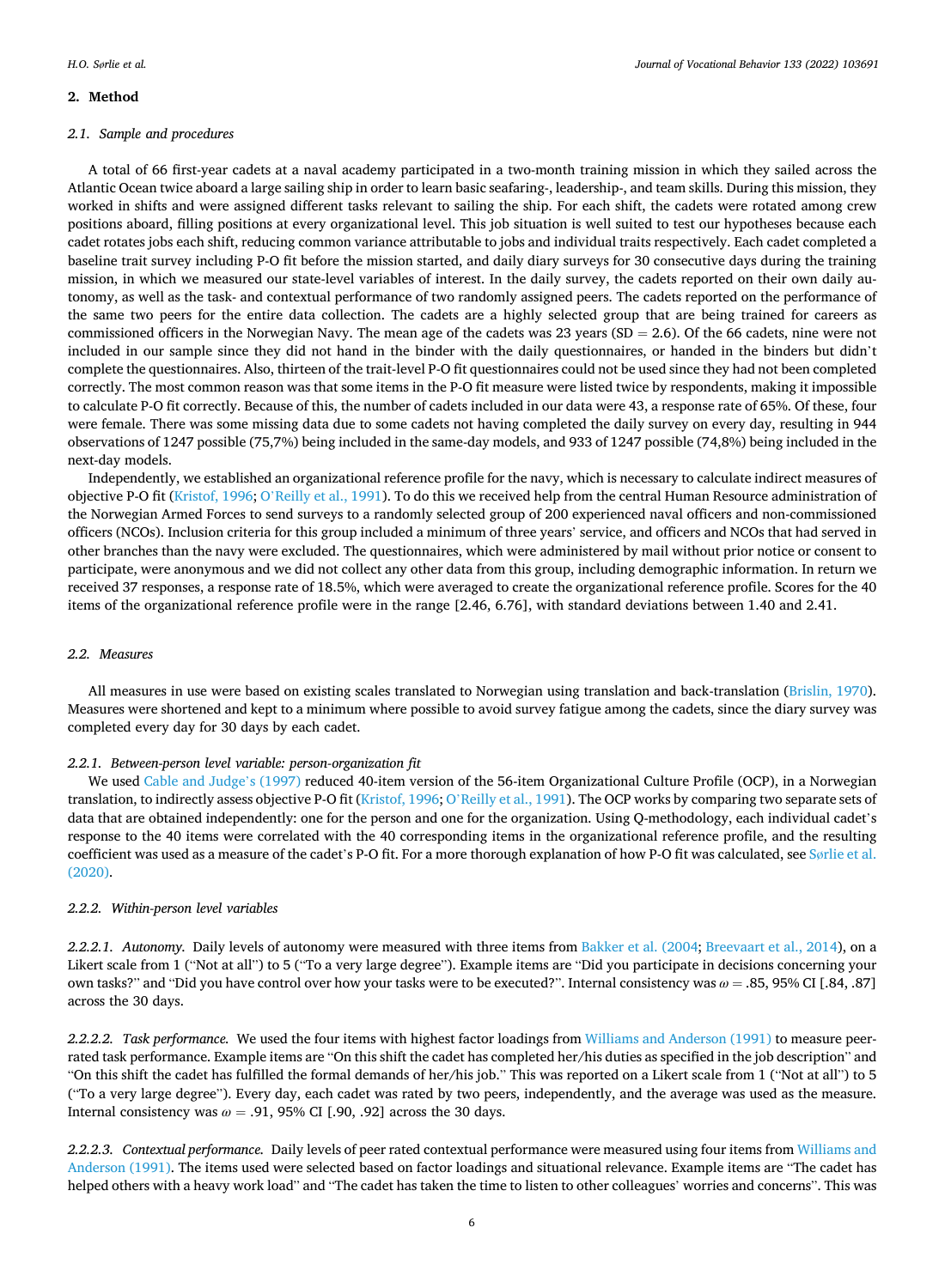## 2. Method

### 2.1. Sample and procedures

A total of 66 first-year cadets at a naval academy participated in a two-month training mission in which they sailed across the Atlantic Ocean twice aboard a large sailing ship in order to learn basic seafaring-, leadership-, and team skills. During this mission, they worked in shifts and were assigned different tasks relevant to sailing the ship. For each shift, the cadets were rotated among crew positions aboard, filling positions at every organizational level. This job situation is well suited to test our hypotheses because each cadet rotates jobs each shift, reducing common variance attributable to jobs and individual traits respectively. Each cadet completed a baseline trait survey including P-O fit before the mission started, and daily diary surveys for 30 consecutive days during the training mission, in which we measured our state-level variables of interest. In the daily survey, the cadets reported on their own daily autonomy, as well as the task- and contextual performance of two randomly assigned peers. The cadets reported on the performance of the same two peers for the entire data collection. The cadets are a highly selected group that are being trained for careers as commissioned officers in the Norwegian Navy. The mean age of the cadets was 23 years (SD = 2.6). Of the 66 cadets, nine were not included in our sample since they did not hand in the binder with the daily questionnaires, or handed in the binders but didn't complete the questionnaires. Also, thirteen of the trait-level P-O fit questionnaires could not be used since they had not been completed correctly. The most common reason was that some items in the P-O fit measure were listed twice by respondents, making it impossible to calculate P-O fit correctly. Because of this, the number of cadets included in our data were 43, a response rate of 65%. Of these, four were female. There was some missing data due to some cadets not having completed the daily survey on every day, resulting in 944 observations of 1247 possible (75,7%) being included in the same-day models, and 933 of 1247 possible (74,8%) being included in the next-day models.

Independently, we established an organizational reference profile for the navy, which is necessary to calculate indirect measures of objective P-O fit (Kristof, 1996; O'Reilly et al., 1991). To do this we received help from the central Human Resource administration of the Norwegian Armed Forces to send surveys to a randomly selected group of 200 experienced naval officers and non-commissioned officers (NCOs). Inclusion criteria for this group included a minimum of three years' service, and officers and NCOs that had served in other branches than the navy were excluded. The questionnaires, which were administered by mail without prior notice or consent to participate, were anonymous and we did not collect any other data from this group, including demographic information. In return we received 37 responses, a response rate of 18.5%, which were averaged to create the organizational reference profile. Scores for the 40 items of the organizational reference profile were in the range [2.46, 6.76], with standard deviations between 1.40 and 2.41.

### 2.2. Measures

All measures in use were based on existing scales translated to Norwegian using translation and back-translation (Brislin, 1970). Measures were shortened and kept to a minimum where possible to avoid survey fatigue among the cadets, since the diary survey was completed every day for 30 days by each cadet.

#### 2.2.1. Between-person level variable: person-organization fit

We used Cable and Judge's (1997) reduced 40-item version of the 56-item Organizational Culture Profile (OCP), in a Norwegian translation, to indirectly assess objective P-O fit (Kristof, 1996; O'Reilly et al., 1991). The OCP works by comparing two separate sets of data that are obtained independently: one for the person and one for the organization. Using Q-methodology, each individual cadet's response to the 40 items were correlated with the 40 corresponding items in the organizational reference profile, and the resulting coefficient was used as a measure of the cadet's P-O fit. For a more thorough explanation of how P-O fit was calculated, see Sørlie et al. (2020).

#### 2.2.2. Within-person level variables

*2.2.2.1. Autonomy.* Daily levels of autonomy were measured with three items from Bakker et al. (2004; Breevaart et al., 2014), on a Likert scale from 1 ("Not at all") to 5 ("To a very large degree"). Example items are "Did you participate in decisions concerning your own tasks?" and "Did you have control over how your tasks were to be executed?". Internal consistency was $\omega = .85$, 95% CI [.84, .87] across the 30 days.

*2.2.2.2. Task performance.* We used the four items with highest factor loadings from Williams and Anderson (1991) to measure peer-rated task performance. Example items are "On this shift the cadet has completed her/his duties as specified in the job description" and "On this shift the cadet has fulfilled the formal demands of her/his job." This was reported on a Likert scale from 1 ("Not at all") to 5 ("To a very large degree"). Every day, each cadet was rated by two peers, independently, and the average was used as the measure. Internal consistency was $\omega = .91$, 95% CI [.90, .92] across the 30 days.

*2.2.2.3. Contextual performance.* Daily levels of peer rated contextual performance were measured using four items from Williams and Anderson (1991). The items used were selected based on factor loadings and situational relevance. Example items are "The cadet has helped others with a heavy work load" and "The cadet has taken the time to listen to other colleagues' worries and concerns". This was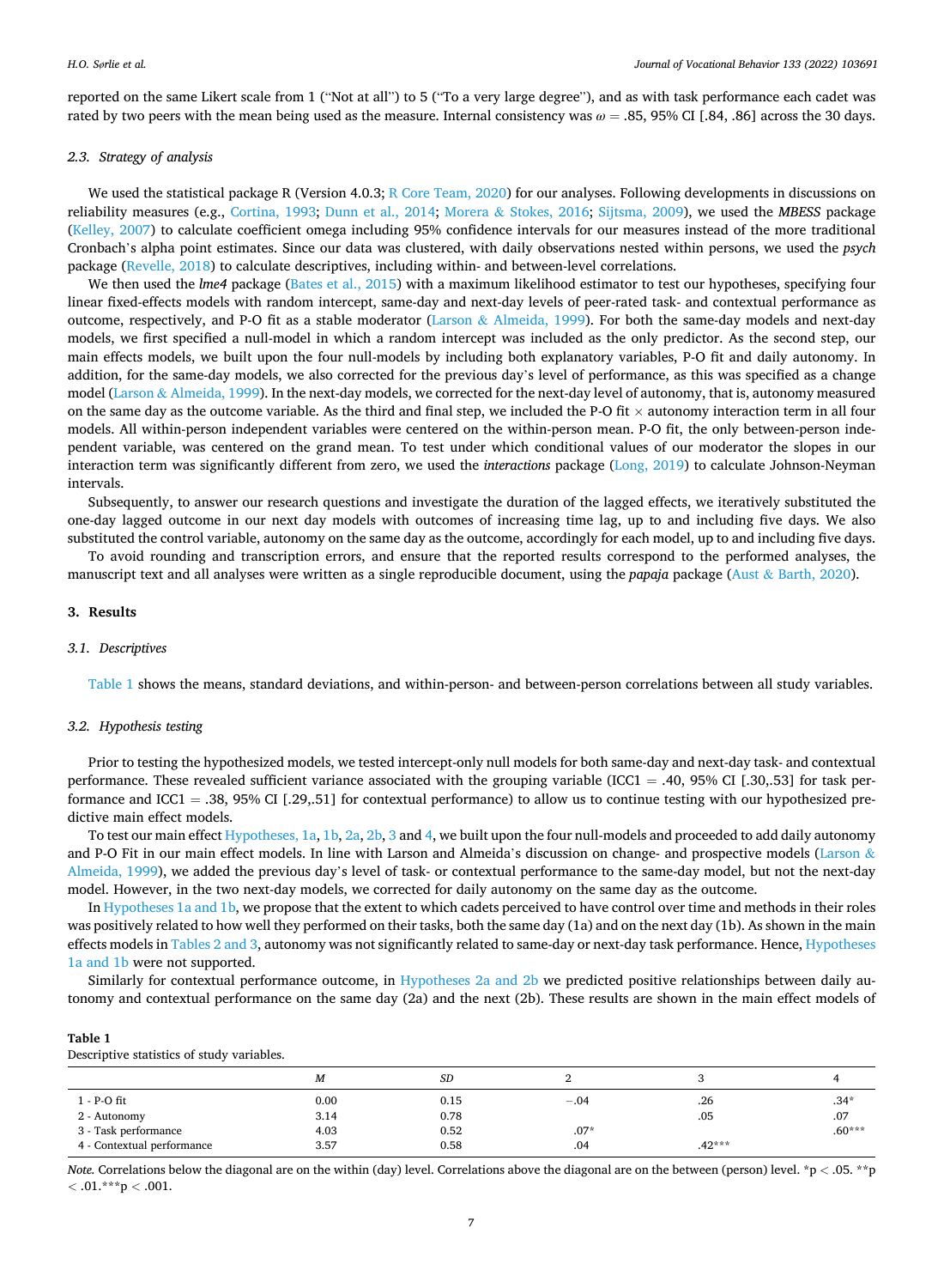reported on the same Likert scale from 1 ("Not at all") to 5 ("To a very large degree"), and as with task performance each cadet was rated by two peers with the mean being used as the measure. Internal consistency was $\omega = .85$, 95% CI [.84, .86] across the 30 days.

### 2.3. Strategy of analysis

We used the statistical package R (Version 4.0.3; R Core Team, 2020) for our analyses. Following developments in discussions on reliability measures (e.g., Cortina, 1993; Dunn et al., 2014; Morera & Stokes, 2016; Sijtsma, 2009), we used the ***MBESS*** package (Kelley, 2007) to calculate coefficient omega including 95% confidence intervals for our measures instead of the more traditional Cronbach's alpha point estimates. Since our data was clustered, with daily observations nested within persons, we used the *psych* package (Revelle, 2018) to calculate descriptives, including within- and between-level correlations.

We then used the *lme4* package (Bates et al., 2015) with a maximum likelihood estimator to test our hypotheses, specifying four linear fixed-effects models with random intercept, same-day and next-day levels of peer-rated task- and contextual performance as outcome, respectively, and P-O fit as a stable moderator (Larson & Almeida, 1999). For both the same-day models and next-day models, we first specified a null-model in which a random intercept was included as the only predictor. As the second step, our main effects models, we built upon the four null-models by including both explanatory variables, P-O fit and daily autonomy. In addition, for the same-day models, we also corrected for the previous day's level of performance, as this was specified as a change model (Larson & Almeida, 1999). In the next-day models, we corrected for the next-day level of autonomy, that is, autonomy measured on the same day as the outcome variable. As the third and final step, we included the P-O fit × autonomy interaction term in all four models. All within-person independent variables were centered on the within-person mean. P-O fit, the only between-person independent variable, was centered on the grand mean. To test under which conditional values of our moderator the slopes in our interaction term was significantly different from zero, we used the *interactions* package (Long, 2019) to calculate Johnson-Neyman intervals.

Subsequently, to answer our research questions and investigate the duration of the lagged effects, we iteratively substituted the one-day lagged outcome in our next day models with outcomes of increasing time lag, up to and including five days. We also substituted the control variable, autonomy on the same day as the outcome, accordingly for each model, up to and including five days.

To avoid rounding and transcription errors, and ensure that the reported results correspond to the performed analyses, the manuscript text and all analyses were written as a single reproducible document, using the *papaja* package (Aust & Barth, 2020).

## 3. Results

### 3.1. Descriptives

Table 1 shows the means, standard deviations, and within-person- and between-person correlations between all study variables.

### 3.2. Hypothesis testing

Prior to testing the hypothesized models, we tested intercept-only null models for both same-day and next-day task- and contextual performance. These revealed sufficient variance associated with the grouping variable (ICC1 = .40, 95% CI [.30,.53] for task performance and ICC1 = .38, 95% CI [.29,.51] for contextual performance) to allow us to continue testing with our hypothesized predictive main effect models.

To test our main effect Hypotheses, 1a, 1b, 2a, 2b, 3 and 4, we built upon the four null-models and proceeded to add daily autonomy and P-O Fit in our main effect models. In line with Larson and Almeida's discussion on change- and prospective models (Larson & Almeida, 1999), we added the previous day's level of task- or contextual performance to the same-day model, but not the next-day model. However, in the two next-day models, we corrected for daily autonomy on the same day as the outcome.

In Hypotheses 1a and 1b, we propose that the extent to which cadets perceived to have control over time and methods in their roles was positively related to how well they performed on their tasks, both the same day (1a) and on the next day (1b). As shown in the main effects models in Tables 2 and 3, autonomy was not significantly related to same-day or next-day task performance. Hence, Hypotheses 1a and 1b were not supported.

Similarly for contextual performance outcome, in Hypotheses 2a and 2b we predicted positive relationships between daily autonomy and contextual performance on the same day (2a) and the next (2b). These results are shown in the main effect models of

**Table 1**
Descriptive statistics of study variables.

| | *M* | *SD* | 2 | 3 | 4 |
|---|---|---|---|---|---|
| 1 - P-O fit | 0.00 | 0.15 | −.04 | .26 | .34* |
| 2 - Autonomy | 3.14 | 0.78 | | .05 | .07 |
| 3 - Task performance | 4.03 | 0.52 | .07* | | .60*** |
| 4 - Contextual performance | 3.57 | 0.58 | .04 | .42*** | |

*Note.* Correlations below the diagonal are on the within (day) level. Correlations above the diagonal are on the between (person) level. *p < .05. **p < .01.***p < .001.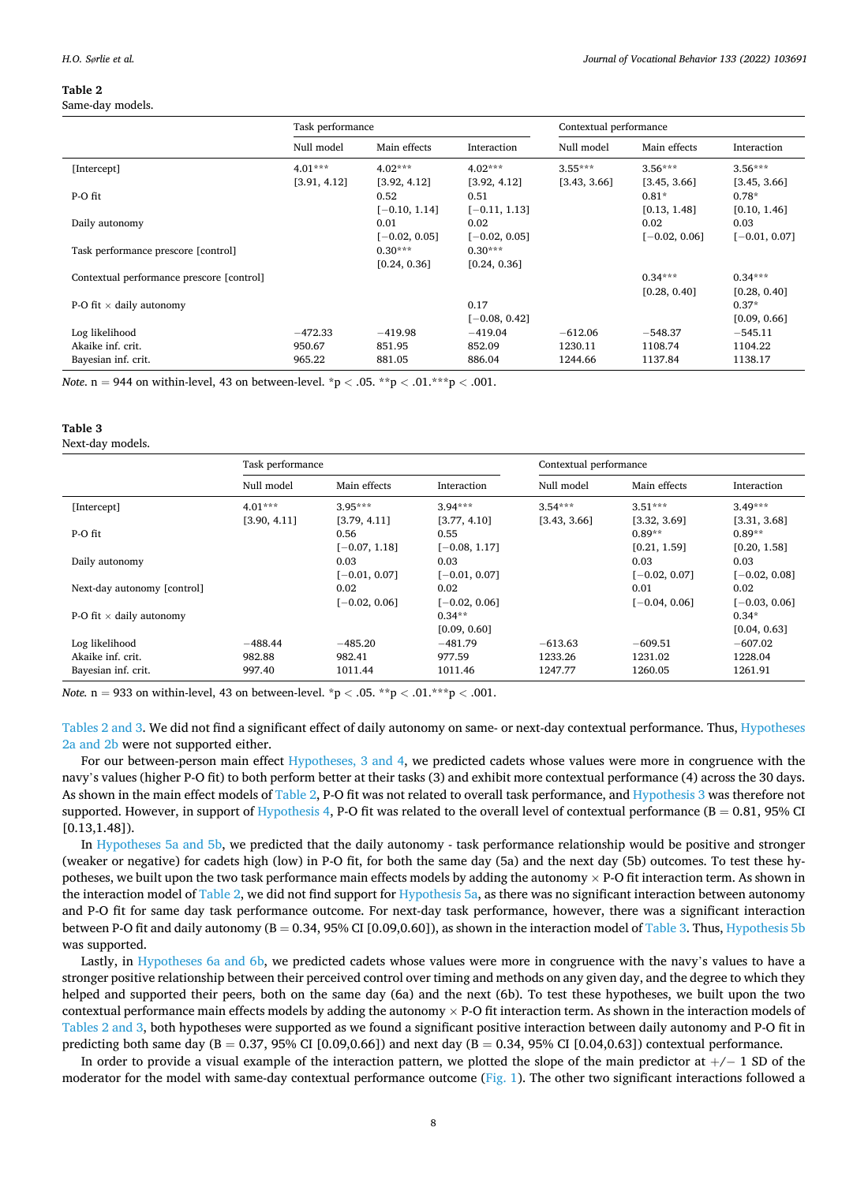**Table 2**
Same-day models.

| | Task performance | | | Contextual performance | | |
|---|---|---|---|---|---|---|
| | Null model | Main effects | Interaction | Null model | Main effects | Interaction |
| [Intercept] | 4.01*** [3.91, 4.12] | 4.02*** [3.92, 4.12] | 4.02*** [3.92, 4.12] | 3.55*** [3.43, 3.66] | 3.56*** [3.45, 3.66] | 3.56*** [3.45, 3.66] |
| P-O fit | | 0.52 [−0.10, 1.14] | 0.51 [−0.11, 1.13] | | 0.81* [0.13, 1.48] | 0.78* [0.10, 1.46] |
| Daily autonomy | | 0.01 [−0.02, 0.05] | 0.02 [−0.02, 0.05] | | 0.02 [−0.02, 0.06] | 0.03 [−0.01, 0.07] |
| Task performance prescore [control] | | 0.30*** [0.24, 0.36] | 0.30*** [0.24, 0.36] | | | |
| Contextual performance prescore [control] | | | | | 0.34*** [0.28, 0.40] | 0.34*** [0.28, 0.40] |
| P-O fit × daily autonomy | | | 0.17 [−0.08, 0.42] | | | 0.37* [0.09, 0.66] |
| Log likelihood | −472.33 | −419.98 | −419.04 | −612.06 | −548.37 | −545.11 |
| Akaike inf. crit. | 950.67 | 851.95 | 852.09 | 1230.11 | 1108.74 | 1104.22 |
| Bayesian inf. crit. | 965.22 | 881.05 | 886.04 | 1244.66 | 1137.84 | 1138.17 |

*Note*. n = 944 on within-level, 43 on between-level. *p < .05. **p < .01.***p < .001.

**Table 3**
Next-day models.

| | Task performance | | | Contextual performance | | |
|---|---|---|---|---|---|---|
| | Null model | Main effects | Interaction | Null model | Main effects | Interaction |
| [Intercept] | 4.01*** [3.90, 4.11] | 3.95*** [3.79, 4.11] | 3.94*** [3.77, 4.10] | 3.54*** [3.43, 3.66] | 3.51*** [3.32, 3.69] | 3.49*** [3.31, 3.68] |
| P-O fit | | 0.56 [−0.07, 1.18] | 0.55 [−0.08, 1.17] | | 0.89** [0.21, 1.59] | 0.89** [0.20, 1.58] |
| Daily autonomy | | 0.03 [−0.01, 0.07] | 0.03 [−0.01, 0.07] | | 0.03 [−0.02, 0.07] | 0.03 [−0.02, 0.08] |
| Next-day autonomy [control] | | 0.02 [−0.02, 0.06] | 0.02 [−0.02, 0.06] | | 0.01 [−0.04, 0.06] | 0.02 [−0.03, 0.06] |
| P-O fit × daily autonomy | | | 0.34** [0.09, 0.60] | | | 0.34* [0.04, 0.63] |
| Log likelihood | −488.44 | −485.20 | −481.79 | −613.63 | −609.51 | −607.02 |
| Akaike inf. crit. | 982.88 | 982.41 | 977.59 | 1233.26 | 1231.02 | 1228.04 |
| Bayesian inf. crit. | 997.40 | 1011.44 | 1011.46 | 1247.77 | 1260.05 | 1261.91 |

*Note*. n = 933 on within-level, 43 on between-level. *p < .05. **p < .01.***p < .001.

Tables 2 and 3. We did not find a significant effect of daily autonomy on same- or next-day contextual performance. Thus, Hypotheses 2a and 2b were not supported either.

For our between-person main effect Hypotheses, 3 and 4, we predicted cadets whose values were more in congruence with the navy's values (higher P-O fit) to both perform better at their tasks (3) and exhibit more contextual performance (4) across the 30 days. As shown in the main effect models of Table 2, P-O fit was not related to overall task performance, and Hypothesis 3 was therefore not supported. However, in support of Hypothesis 4, P-O fit was related to the overall level of contextual performance (B = 0.81, 95% CI [0.13,1.48]).

In Hypotheses 5a and 5b, we predicted that the daily autonomy - task performance relationship would be positive and stronger (weaker or negative) for cadets high (low) in P-O fit, for both the same day (5a) and the next day (5b) outcomes. To test these hypotheses, we built upon the two task performance main effects models by adding the autonomy × P-O fit interaction term. As shown in the interaction model of Table 2, we did not find support for Hypothesis 5a, as there was no significant interaction between autonomy and P-O fit for same day task performance outcome. For next-day task performance, however, there was a significant interaction between P-O fit and daily autonomy (B = 0.34, 95% CI [0.09,0.60]), as shown in the interaction model of Table 3. Thus, Hypothesis 5b was supported.

Lastly, in Hypotheses 6a and 6b, we predicted cadets whose values were more in congruence with the navy's values to have a stronger positive relationship between their perceived control over timing and methods on any given day, and the degree to which they helped and supported their peers, both on the same day (6a) and the next (6b). To test these hypotheses, we built upon the two contextual performance main effects models by adding the autonomy × P-O fit interaction term. As shown in the interaction models of Tables 2 and 3, both hypotheses were supported as we found a significant positive interaction between daily autonomy and P-O fit in predicting both same day (B = 0.37, 95% CI [0.09,0.66]) and next day (B = 0.34, 95% CI [0.04,0.63]) contextual performance.

In order to provide a visual example of the interaction pattern, we plotted the slope of the main predictor at +/− 1 SD of the moderator for the model with same-day contextual performance outcome (Fig. 1). The other two significant interactions followed a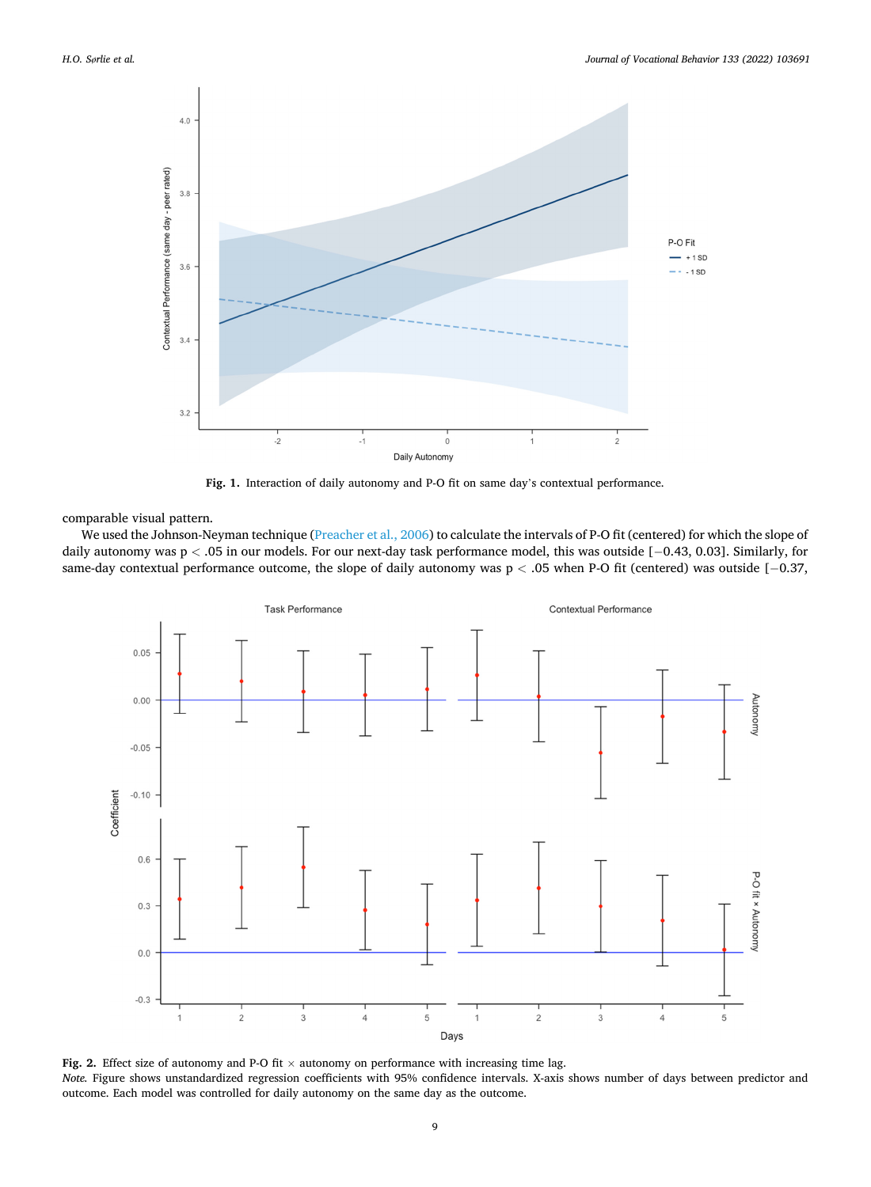**Fig. 1.** Interaction of daily autonomy and P-O fit on same day's contextual performance.

comparable visual pattern.

We used the Johnson-Neyman technique (Preacher et al., 2006) to calculate the intervals of P-O fit (centered) for which the slope of daily autonomy was $p < .05$ in our models. For our next-day task performance model, this was outside [−0.43, 0.03]. Similarly, for same-day contextual performance outcome, the slope of daily autonomy was $p < .05$ when P-O fit (centered) was outside [−0.37,

**Fig. 2.** Effect size of autonomy and P-O fit × autonomy on performance with increasing time lag.

*Note.* Figure shows unstandardized regression coefficients with 95% confidence intervals. X-axis shows number of days between predictor and outcome. Each model was controlled for daily autonomy on the same day as the outcome.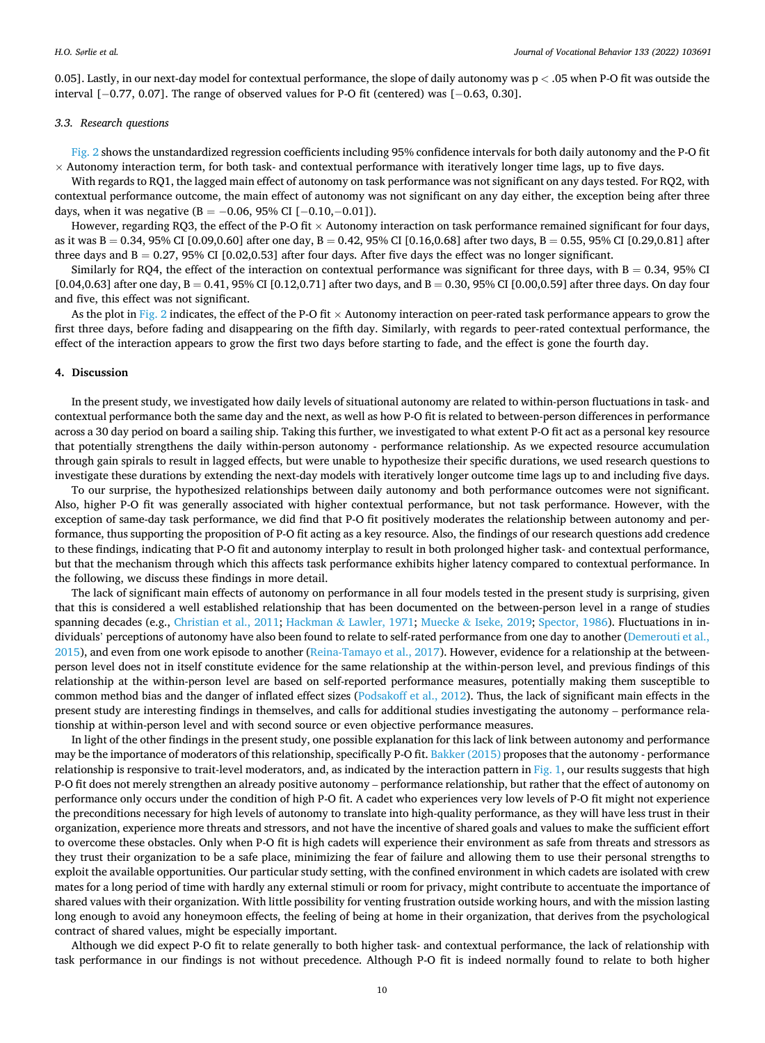0.05]. Lastly, in our next-day model for contextual performance, the slope of daily autonomy was $p < .05$ when P-O fit was outside the interval [−0.77, 0.07]. The range of observed values for P-O fit (centered) was [−0.63, 0.30].

### 3.3. Research questions

Fig. 2 shows the unstandardized regression coefficients including 95% confidence intervals for both daily autonomy and the P-O fit × Autonomy interaction term, for both task- and contextual performance with iteratively longer time lags, up to five days.

With regards to RQ1, the lagged main effect of autonomy on task performance was not significant on any days tested. For RQ2, with contextual performance outcome, the main effect of autonomy was not significant on any day either, the exception being after three days, when it was negative (B = −0.06, 95% CI [−0.10,−0.01]).

However, regarding RQ3, the effect of the P-O fit × Autonomy interaction on task performance remained significant for four days, as it was B = 0.34, 95% CI [0.09,0.60] after one day, B = 0.42, 95% CI [0.16,0.68] after two days, B = 0.55, 95% CI [0.29,0.81] after three days and B = 0.27, 95% CI [0.02,0.53] after four days. After five days the effect was no longer significant.

Similarly for RQ4, the effect of the interaction on contextual performance was significant for three days, with B = 0.34, 95% CI [0.04,0.63] after one day, B = 0.41, 95% CI [0.12,0.71] after two days, and B = 0.30, 95% CI [0.00,0.59] after three days. On day four and five, this effect was not significant.

As the plot in Fig. 2 indicates, the effect of the P-O fit × Autonomy interaction on peer-rated task performance appears to grow the first three days, before fading and disappearing on the fifth day. Similarly, with regards to peer-rated contextual performance, the effect of the interaction appears to grow the first two days before starting to fade, and the effect is gone the fourth day.

## 4. Discussion

In the present study, we investigated how daily levels of situational autonomy are related to within-person fluctuations in task- and contextual performance both the same day and the next, as well as how P-O fit is related to between-person differences in performance across a 30 day period on board a sailing ship. Taking this further, we investigated to what extent P-O fit act as a personal key resource that potentially strengthens the daily within-person autonomy - performance relationship. As we expected resource accumulation through gain spirals to result in lagged effects, but were unable to hypothesize their specific durations, we used research questions to investigate these durations by extending the next-day models with iteratively longer outcome time lags up to and including five days.

To our surprise, the hypothesized relationships between daily autonomy and both performance outcomes were not significant. Also, higher P-O fit was generally associated with higher contextual performance, but not task performance. However, with the exception of same-day task performance, we did find that P-O fit positively moderates the relationship between autonomy and performance, thus supporting the proposition of P-O fit acting as a key resource. Also, the findings of our research questions add credence to these findings, indicating that P-O fit and autonomy interplay to result in both prolonged higher task- and contextual performance, but that the mechanism through which this affects task performance exhibits higher latency compared to contextual performance. In the following, we discuss these findings in more detail.

The lack of significant main effects of autonomy on performance in all four models tested in the present study is surprising, given that this is considered a well established relationship that has been documented on the between-person level in a range of studies spanning decades (e.g., Christian et al., 2011; Hackman & Lawler, 1971; Muecke & Iseke, 2019; Spector, 1986). Fluctuations in individuals' perceptions of autonomy have also been found to relate to self-rated performance from one day to another (Demerouti et al., 2015), and even from one work episode to another (Reina-Tamayo et al., 2017). However, evidence for a relationship at the between-person level does not in itself constitute evidence for the same relationship at the within-person level, and previous findings of this relationship at the within-person level are based on self-reported performance measures, potentially making them susceptible to common method bias and the danger of inflated effect sizes (Podsakoff et al., 2012). Thus, the lack of significant main effects in the present study are interesting findings in themselves, and calls for additional studies investigating the autonomy – performance relationship at within-person level and with second source or even objective performance measures.

In light of the other findings in the present study, one possible explanation for this lack of link between autonomy and performance may be the importance of moderators of this relationship, specifically P-O fit. Bakker (2015) proposes that the autonomy - performance relationship is responsive to trait-level moderators, and, as indicated by the interaction pattern in Fig. 1, our results suggests that high P-O fit does not merely strengthen an already positive autonomy – performance relationship, but rather that the effect of autonomy on performance only occurs under the condition of high P-O fit. A cadet who experiences very low levels of P-O fit might not experience the preconditions necessary for high levels of autonomy to translate into high-quality performance, as they will have less trust in their organization, experience more threats and stressors, and not have the incentive of shared goals and values to make the sufficient effort to overcome these obstacles. Only when P-O fit is high cadets will experience their environment as safe from threats and stressors as they trust their organization to be a safe place, minimizing the fear of failure and allowing them to use their personal strengths to exploit the available opportunities. Our particular study setting, with the confined environment in which cadets are isolated with crew mates for a long period of time with hardly any external stimuli or room for privacy, might contribute to accentuate the importance of shared values with their organization. With little possibility for venting frustration outside working hours, and with the mission lasting long enough to avoid any honeymoon effects, the feeling of being at home in their organization, that derives from the psychological contract of shared values, might be especially important.

Although we did expect P-O fit to relate generally to both higher task- and contextual performance, the lack of relationship with task performance in our findings is not without precedence. Although P-O fit is indeed normally found to relate to both higher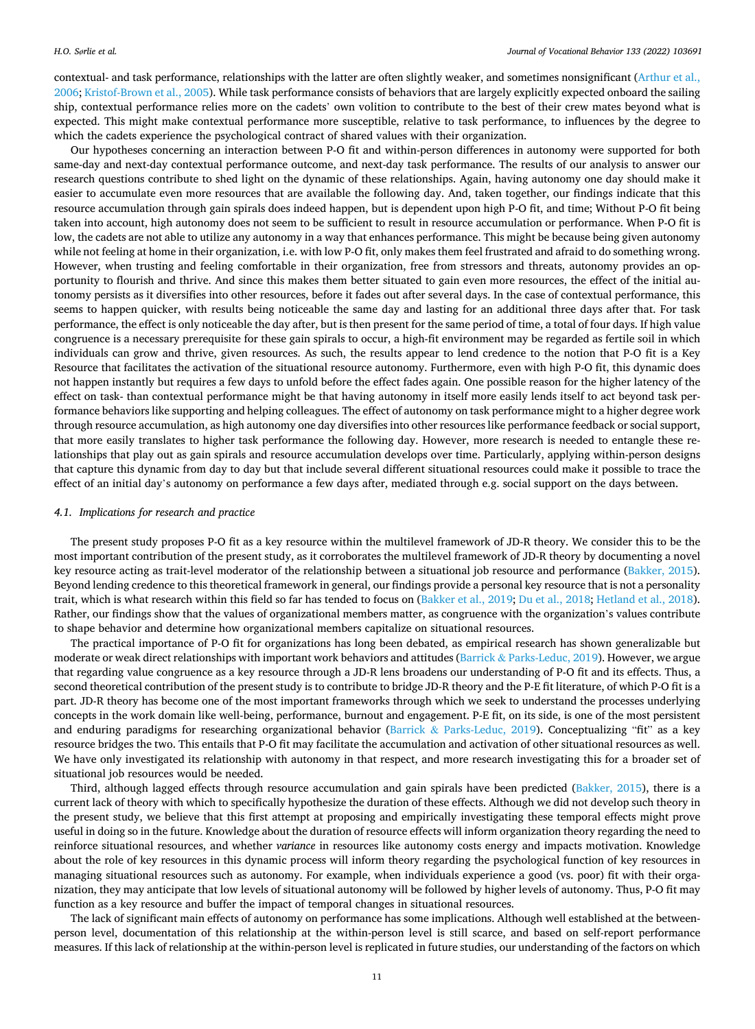contextual- and task performance, relationships with the latter are often slightly weaker, and sometimes nonsignificant (Arthur et al., 2006; Kristof-Brown et al., 2005). While task performance consists of behaviors that are largely explicitly expected onboard the sailing ship, contextual performance relies more on the cadets' own volition to contribute to the best of their crew mates beyond what is expected. This might make contextual performance more susceptible, relative to task performance, to influences by the degree to which the cadets experience the psychological contract of shared values with their organization.

Our hypotheses concerning an interaction between P-O fit and within-person differences in autonomy were supported for both same-day and next-day contextual performance outcome, and next-day task performance. The results of our analysis to answer our research questions contribute to shed light on the dynamic of these relationships. Again, having autonomy one day should make it easier to accumulate even more resources that are available the following day. And, taken together, our findings indicate that this resource accumulation through gain spirals does indeed happen, but is dependent upon high P-O fit, and time; Without P-O fit being taken into account, high autonomy does not seem to be sufficient to result in resource accumulation or performance. When P-O fit is low, the cadets are not able to utilize any autonomy in a way that enhances performance. This might be because being given autonomy while not feeling at home in their organization, i.e. with low P-O fit, only makes them feel frustrated and afraid to do something wrong. However, when trusting and feeling comfortable in their organization, free from stressors and threats, autonomy provides an opportunity to flourish and thrive. And since this makes them better situated to gain even more resources, the effect of the initial autonomy persists as it diversifies into other resources, before it fades out after several days. In the case of contextual performance, this seems to happen quicker, with results being noticeable the same day and lasting for an additional three days after that. For task performance, the effect is only noticeable the day after, but is then present for the same period of time, a total of four days. If high value congruence is a necessary prerequisite for these gain spirals to occur, a high-fit environment may be regarded as fertile soil in which individuals can grow and thrive, given resources. As such, the results appear to lend credence to the notion that P-O fit is a Key Resource that facilitates the activation of the situational resource autonomy. Furthermore, even with high P-O fit, this dynamic does not happen instantly but requires a few days to unfold before the effect fades again. One possible reason for the higher latency of the effect on task- than contextual performance might be that having autonomy in itself more easily lends itself to act beyond task performance behaviors like supporting and helping colleagues. The effect of autonomy on task performance might to a higher degree work through resource accumulation, as high autonomy one day diversifies into other resources like performance feedback or social support, that more easily translates to higher task performance the following day. However, more research is needed to entangle these relationships that play out as gain spirals and resource accumulation develops over time. Particularly, applying within-person designs that capture this dynamic from day to day but that include several different situational resources could make it possible to trace the effect of an initial day's autonomy on performance a few days after, mediated through e.g. social support on the days between.

### 4.1. Implications for research and practice

The present study proposes P-O fit as a key resource within the multilevel framework of JD-R theory. We consider this to be the most important contribution of the present study, as it corroborates the multilevel framework of JD-R theory by documenting a novel key resource acting as trait-level moderator of the relationship between a situational job resource and performance (Bakker, 2015). Beyond lending credence to this theoretical framework in general, our findings provide a personal key resource that is not a personality trait, which is what research within this field so far has tended to focus on (Bakker et al., 2019; Du et al., 2018; Hetland et al., 2018). Rather, our findings show that the values of organizational members matter, as congruence with the organization's values contribute to shape behavior and determine how organizational members capitalize on situational resources.

The practical importance of P-O fit for organizations has long been debated, as empirical research has shown generalizable but moderate or weak direct relationships with important work behaviors and attitudes (Barrick & Parks-Leduc, 2019). However, we argue that regarding value congruence as a key resource through a JD-R lens broadens our understanding of P-O fit and its effects. Thus, a second theoretical contribution of the present study is to contribute to bridge JD-R theory and the P-E fit literature, of which P-O fit is a part. JD-R theory has become one of the most important frameworks through which we seek to understand the processes underlying concepts in the work domain like well-being, performance, burnout and engagement. P-E fit, on its side, is one of the most persistent and enduring paradigms for researching organizational behavior (Barrick & Parks-Leduc, 2019). Conceptualizing "fit" as a key resource bridges the two. This entails that P-O fit may facilitate the accumulation and activation of other situational resources as well. We have only investigated its relationship with autonomy in that respect, and more research investigating this for a broader set of situational job resources would be needed.

Third, although lagged effects through resource accumulation and gain spirals have been predicted (Bakker, 2015), there is a current lack of theory with which to specifically hypothesize the duration of these effects. Although we did not develop such theory in the present study, we believe that this first attempt at proposing and empirically investigating these temporal effects might prove useful in doing so in the future. Knowledge about the duration of resource effects will inform organization theory regarding the need to reinforce situational resources, and whether *variance* in resources like autonomy costs energy and impacts motivation. Knowledge about the role of key resources in this dynamic process will inform theory regarding the psychological function of key resources in managing situational resources such as autonomy. For example, when individuals experience a good (vs. poor) fit with their organization, they may anticipate that low levels of situational autonomy will be followed by higher levels of autonomy. Thus, P-O fit may function as a key resource and buffer the impact of temporal changes in situational resources.

The lack of significant main effects of autonomy on performance has some implications. Although well established at the between-person level, documentation of this relationship at the within-person level is still scarce, and based on self-report performance measures. If this lack of relationship at the within-person level is replicated in future studies, our understanding of the factors on which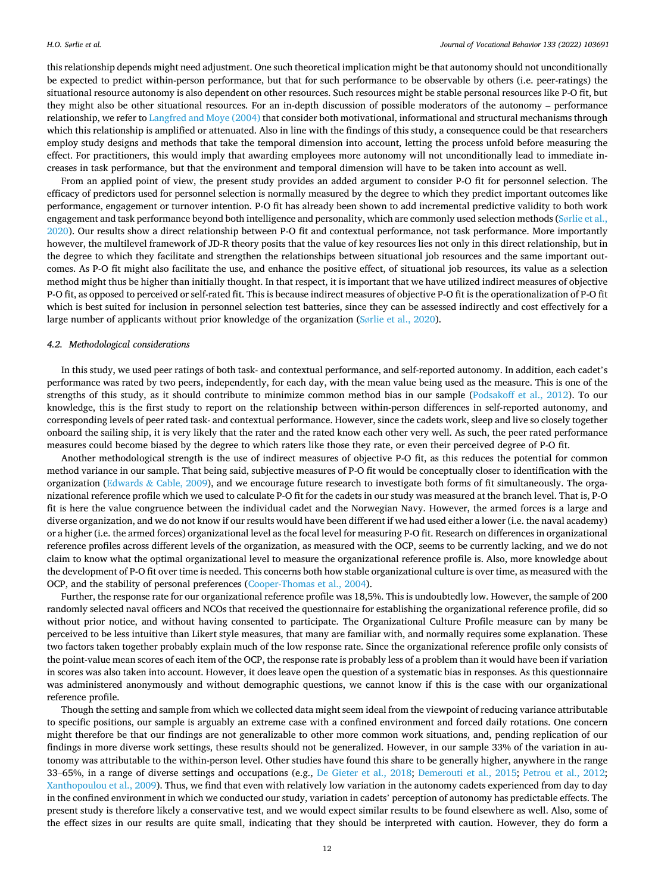this relationship depends might need adjustment. One such theoretical implication might be that autonomy should not unconditionally be expected to predict within-person performance, but that for such performance to be observable by others (i.e. peer-ratings) the situational resource autonomy is also dependent on other resources. Such resources might be stable personal resources like P-O fit, but they might also be other situational resources. For an in-depth discussion of possible moderators of the autonomy – performance relationship, we refer to Langfred and Moye (2004) that consider both motivational, informational and structural mechanisms through which this relationship is amplified or attenuated. Also in line with the findings of this study, a consequence could be that researchers employ study designs and methods that take the temporal dimension into account, letting the process unfold before measuring the effect. For practitioners, this would imply that awarding employees more autonomy will not unconditionally lead to immediate increases in task performance, but that the environment and temporal dimension will have to be taken into account as well.

From an applied point of view, the present study provides an added argument to consider P-O fit for personnel selection. The efficacy of predictors used for personnel selection is normally measured by the degree to which they predict important outcomes like performance, engagement or turnover intention. P-O fit has already been shown to add incremental predictive validity to both work engagement and task performance beyond both intelligence and personality, which are commonly used selection methods (Sørlie et al., 2020). Our results show a direct relationship between P-O fit and contextual performance, not task performance. More importantly however, the multilevel framework of JD-R theory posits that the value of key resources lies not only in this direct relationship, but in the degree to which they facilitate and strengthen the relationships between situational job resources and the same important outcomes. As P-O fit might also facilitate the use, and enhance the positive effect, of situational job resources, its value as a selection method might thus be higher than initially thought. In that respect, it is important that we have utilized indirect measures of objective P-O fit, as opposed to perceived or self-rated fit. This is because indirect measures of objective P-O fit is the operationalization of P-O fit which is best suited for inclusion in personnel selection test batteries, since they can be assessed indirectly and cost effectively for a large number of applicants without prior knowledge of the organization (Sørlie et al., 2020).

### 4.2. Methodological considerations

In this study, we used peer ratings of both task- and contextual performance, and self-reported autonomy. In addition, each cadet's performance was rated by two peers, independently, for each day, with the mean value being used as the measure. This is one of the strengths of this study, as it should contribute to minimize common method bias in our sample (Podsakoff et al., 2012). To our knowledge, this is the first study to report on the relationship between within-person differences in self-reported autonomy, and corresponding levels of peer rated task- and contextual performance. However, since the cadets work, sleep and live so closely together onboard the sailing ship, it is very likely that the rater and the rated know each other very well. As such, the peer rated performance measures could become biased by the degree to which raters like those they rate, or even their perceived degree of P-O fit.

Another methodological strength is the use of indirect measures of objective P-O fit, as this reduces the potential for common method variance in our sample. That being said, subjective measures of P-O fit would be conceptually closer to identification with the organization (Edwards & Cable, 2009), and we encourage future research to investigate both forms of fit simultaneously. The organizational reference profile which we used to calculate P-O fit for the cadets in our study was measured at the branch level. That is, P-O fit is here the value congruence between the individual cadet and the Norwegian Navy. However, the armed forces is a large and diverse organization, and we do not know if our results would have been different if we had used either a lower (i.e. the naval academy) or a higher (i.e. the armed forces) organizational level as the focal level for measuring P-O fit. Research on differences in organizational reference profiles across different levels of the organization, as measured with the OCP, seems to be currently lacking, and we do not claim to know what the optimal organizational level to measure the organizational reference profile is. Also, more knowledge about the development of P-O fit over time is needed. This concerns both how stable organizational culture is over time, as measured with the OCP, and the stability of personal preferences (Cooper-Thomas et al., 2004).

Further, the response rate for our organizational reference profile was 18,5%. This is undoubtedly low. However, the sample of 200 randomly selected naval officers and NCOs that received the questionnaire for establishing the organizational reference profile, did so without prior notice, and without having consented to participate. The Organizational Culture Profile measure can by many be perceived to be less intuitive than Likert style measures, that many are familiar with, and normally requires some explanation. These two factors taken together probably explain much of the low response rate. Since the organizational reference profile only consists of the point-value mean scores of each item of the OCP, the response rate is probably less of a problem than it would have been if variation in scores was also taken into account. However, it does leave open the question of a systematic bias in responses. As this questionnaire was administered anonymously and without demographic questions, we cannot know if this is the case with our organizational reference profile.

Though the setting and sample from which we collected data might seem ideal from the viewpoint of reducing variance attributable to specific positions, our sample is arguably an extreme case with a confined environment and forced daily rotations. One concern might therefore be that our findings are not generalizable to other more common work situations, and, pending replication of our findings in more diverse work settings, these results should not be generalized. However, in our sample 33% of the variation in autonomy was attributable to the within-person level. Other studies have found this share to be generally higher, anywhere in the range 33–65%, in a range of diverse settings and occupations (e.g., De Gieter et al., 2018; Demerouti et al., 2015; Petrou et al., 2012; Xanthopoulou et al., 2009). Thus, we find that even with relatively low variation in the autonomy cadets experienced from day to day in the confined environment in which we conducted our study, variation in cadets' perception of autonomy has predictable effects. The present study is therefore likely a conservative test, and we would expect similar results to be found elsewhere as well. Also, some of the effect sizes in our results are quite small, indicating that they should be interpreted with caution. However, they do form a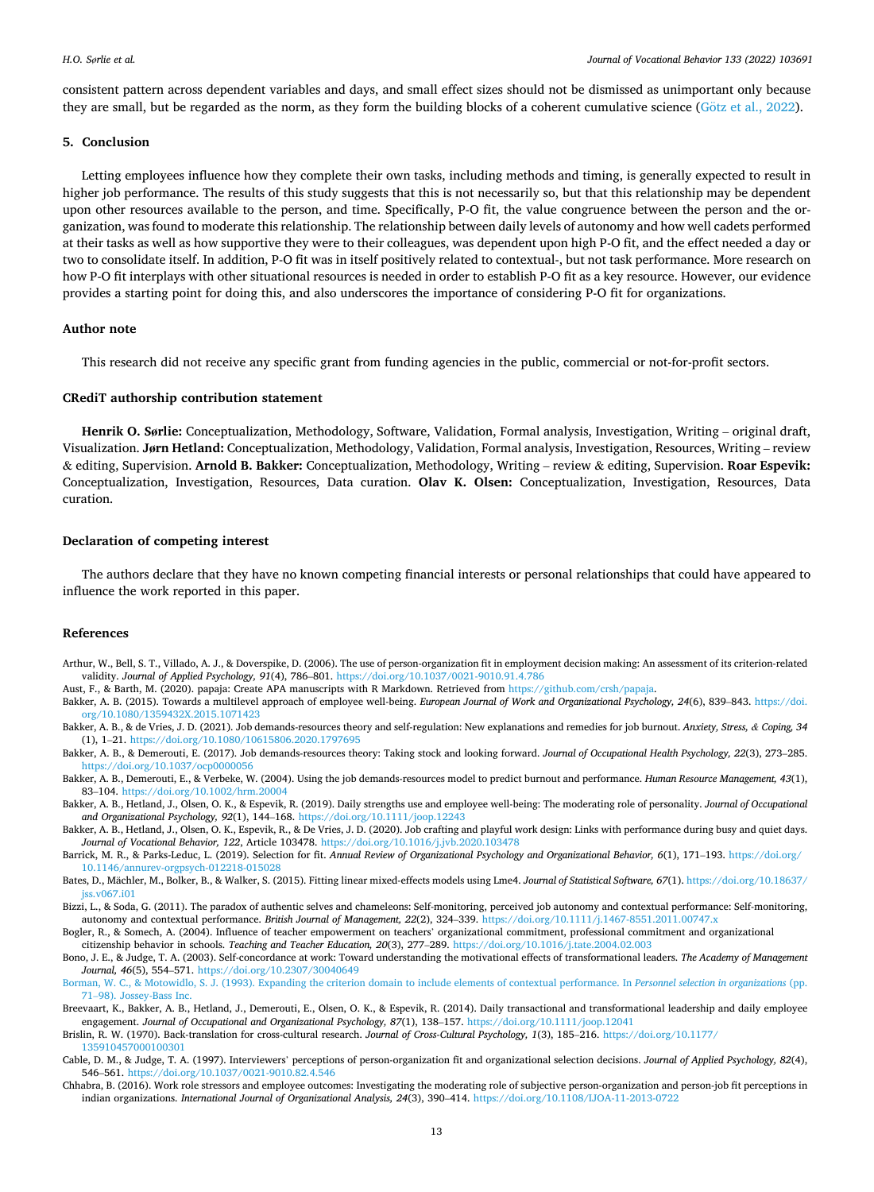consistent pattern across dependent variables and days, and small effect sizes should not be dismissed as unimportant only because they are small, but be regarded as the norm, as they form the building blocks of a coherent cumulative science (Götz et al., 2022).

## 5. Conclusion

Letting employees influence how they complete their own tasks, including methods and timing, is generally expected to result in higher job performance. The results of this study suggests that this is not necessarily so, but that this relationship may be dependent upon other resources available to the person, and time. Specifically, P-O fit, the value congruence between the person and the organization, was found to moderate this relationship. The relationship between daily levels of autonomy and how well cadets performed at their tasks as well as how supportive they were to their colleagues, was dependent upon high P-O fit, and the effect needed a day or two to consolidate itself. In addition, P-O fit was in itself positively related to contextual-, but not task performance. More research on how P-O fit interplays with other situational resources is needed in order to establish P-O fit as a key resource. However, our evidence provides a starting point for doing this, and also underscores the importance of considering P-O fit for organizations.

### Author note

This research did not receive any specific grant from funding agencies in the public, commercial or not-for-profit sectors.

### CRediT authorship contribution statement

**Henrik O. Sørlie:** Conceptualization, Methodology, Software, Validation, Formal analysis, Investigation, Writing – original draft, Visualization. **Jørn Hetland:** Conceptualization, Methodology, Validation, Formal analysis, Investigation, Resources, Writing – review & editing, Supervision. **Arnold B. Bakker:** Conceptualization, Methodology, Writing – review & editing, Supervision. **Roar Espevik:** Conceptualization, Investigation, Resources, Data curation. **Olav K. Olsen:** Conceptualization, Investigation, Resources, Data curation.

### Declaration of competing interest

The authors declare that they have no known competing financial interests or personal relationships that could have appeared to influence the work reported in this paper.

### References

Arthur, W., Bell, S. T., Villado, A. J., & Doverspike, D. (2006). The use of person-organization fit in employment decision making: An assessment of its criterion-related validity. *Journal of Applied Psychology, 91*(4), 786–801. https://doi.org/10.1037/0021-9010.91.4.786

Aust, F., & Barth, M. (2020). papaja: Create APA manuscripts with R Markdown. Retrieved from https://github.com/crsh/papaja.

Bakker, A. B. (2015). Towards a multilevel approach of employee well-being. *European Journal of Work and Organizational Psychology, 24*(6), 839–843. https://doi.org/10.1080/1359432X.2015.1071423

Bakker, A. B., & de Vries, J. D. (2021). Job demands-resources theory and self-regulation: New explanations and remedies for job burnout. *Anxiety, Stress, & Coping, 34*(1), 1–21. https://doi.org/10.1080/10615806.2020.1797695

Bakker, A. B., & Demerouti, E. (2017). Job demands-resources theory: Taking stock and looking forward. *Journal of Occupational Health Psychology, 22*(3), 273–285. https://doi.org/10.1037/ocp0000056

Bakker, A. B., Demerouti, E., & Verbeke, W. (2004). Using the job demands-resources model to predict burnout and performance. *Human Resource Management, 43*(1), 83–104. https://doi.org/10.1002/hrm.20004

Bakker, A. B., Hetland, J., Olsen, O. K., & Espevik, R. (2019). Daily strengths use and employee well-being: The moderating role of personality. *Journal of Occupational and Organizational Psychology, 92*(1), 144–168. https://doi.org/10.1111/joop.12243

Bakker, A. B., Hetland, J., Olsen, O. K., Espevik, R., & De Vries, J. D. (2020). Job crafting and playful work design: Links with performance during busy and quiet days. *Journal of Vocational Behavior, 122*, Article 103478. https://doi.org/10.1016/j.jvb.2020.103478

Barrick, M. R., & Parks-Leduc, L. (2019). Selection for fit. *Annual Review of Organizational Psychology and Organizational Behavior, 6*(1), 171–193. https://doi.org/10.1146/annurev-orgpsych-012218-015028

Bates, D., Mächler, M., Bolker, B., & Walker, S. (2015). Fitting linear mixed-effects models using Lme4. *Journal of Statistical Software, 67*(1). https://doi.org/10.18637/jss.v067.i01

Bizzi, L., & Soda, G. (2011). The paradox of authentic selves and chameleons: Self-monitoring, perceived job autonomy and contextual performance: Self-monitoring, autonomy and contextual performance. *British Journal of Management, 22*(2), 324–339. https://doi.org/10.1111/j.1467-8551.2011.00747.x

Bogler, R., & Somech, A. (2004). Influence of teacher empowerment on teachers' organizational commitment, professional commitment and organizational citizenship behavior in schools. *Teaching and Teacher Education, 20*(3), 277–289. https://doi.org/10.1016/j.tate.2004.02.003

Bono, J. E., & Judge, T. A. (2003). Self-concordance at work: Toward understanding the motivational effects of transformational leaders. *The Academy of Management Journal, 46*(5), 554–571. https://doi.org/10.2307/30040649

Borman, W. C., & Motowidlo, S. J. (1993). Expanding the criterion domain to include elements of contextual performance. In *Personnel selection in organizations* (pp. 71–98). Jossey-Bass Inc.

Breevaart, K., Bakker, A. B., Hetland, J., Demerouti, E., Olsen, O. K., & Espevik, R. (2014). Daily transactional and transformational leadership and daily employee engagement. *Journal of Occupational and Organizational Psychology, 87*(1), 138–157. https://doi.org/10.1111/joop.12041

Brislin, R. W. (1970). Back-translation for cross-cultural research. *Journal of Cross-Cultural Psychology, 1*(3), 185–216. https://doi.org/10.1177/135910457000100301

Cable, D. M., & Judge, T. A. (1997). Interviewers' perceptions of person-organization fit and organizational selection decisions. *Journal of Applied Psychology, 82*(4), 546–561. https://doi.org/10.1037/0021-9010.82.4.546

Chhabra, B. (2016). Work role stressors and employee outcomes: Investigating the moderating role of subjective person-organization and person-job fit perceptions in indian organizations. *International Journal of Organizational Analysis, 24*(3), 390–414. https://doi.org/10.1108/IJOA-11-2013-0722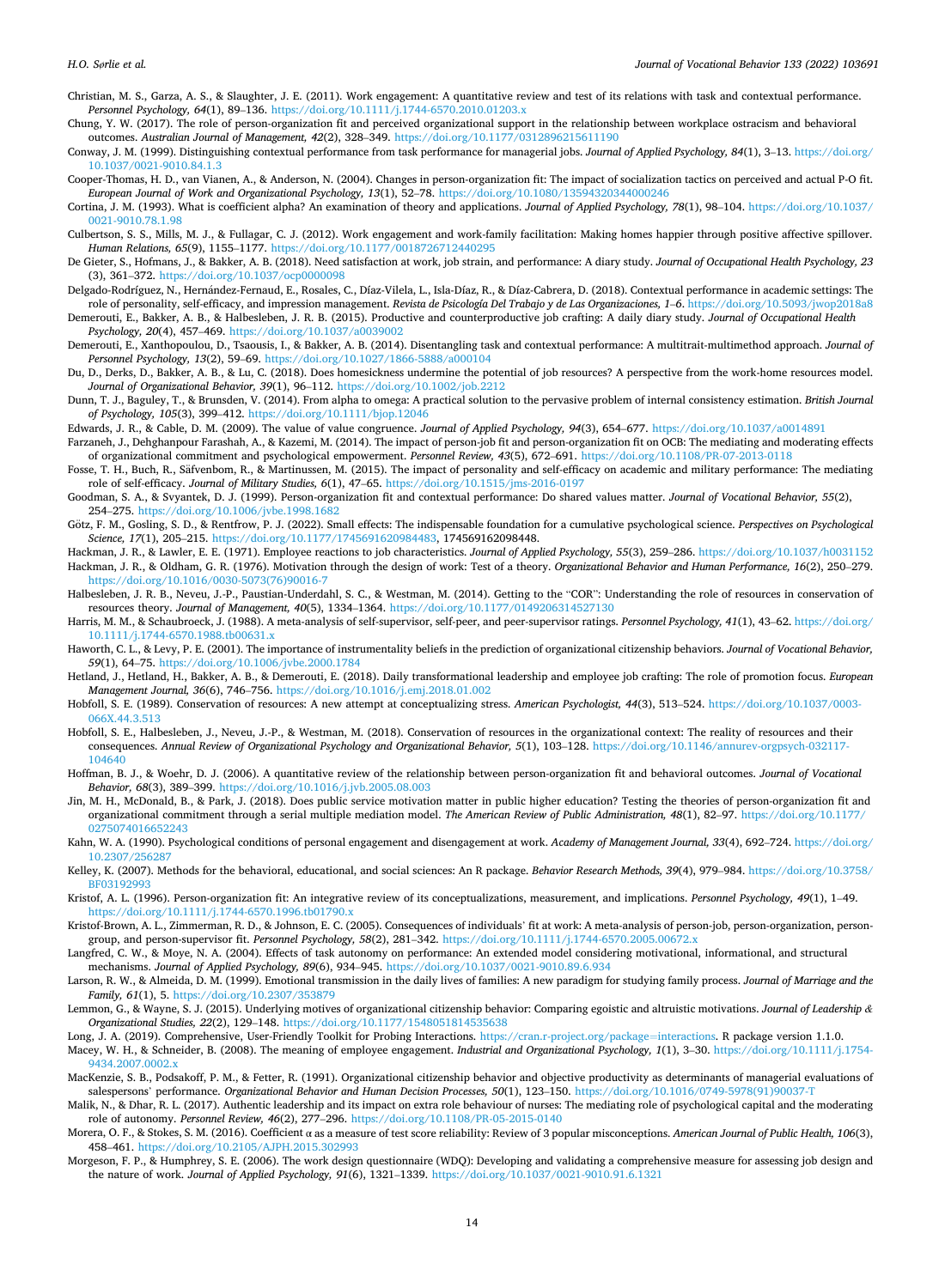Christian, M. S., Garza, A. S., & Slaughter, J. E. (2011). Work engagement: A quantitative review and test of its relations with task and contextual performance. *Personnel Psychology, 64*(1), 89–136. https://doi.org/10.1111/j.1744-6570.2010.01203.x

Chung, Y. W. (2017). The role of person-organization fit and perceived organizational support in the relationship between workplace ostracism and behavioral outcomes. *Australian Journal of Management, 42*(2), 328–349. https://doi.org/10.1177/0312896215611190

Conway, J. M. (1999). Distinguishing contextual performance from task performance for managerial jobs. *Journal of Applied Psychology, 84*(1), 3–13. https://doi.org/10.1037/0021-9010.84.1.3

Cooper-Thomas, H. D., van Vianen, A., & Anderson, N. (2004). Changes in person-organization fit: The impact of socialization tactics on perceived and actual P-O fit. *European Journal of Work and Organizational Psychology, 13*(1), 52–78. https://doi.org/10.1080/13594320344000246

Cortina, J. M. (1993). What is coefficient alpha? An examination of theory and applications. *Journal of Applied Psychology, 78*(1), 98–104. https://doi.org/10.1037/0021-9010.78.1.98

Culbertson, S. S., Mills, M. J., & Fullagar, C. J. (2012). Work engagement and work-family facilitation: Making homes happier through positive affective spillover. *Human Relations, 65*(9), 1155–1177. https://doi.org/10.1177/0018726712440295

De Gieter, S., Hofmans, J., & Bakker, A. B. (2018). Need satisfaction at work, job strain, and performance: A diary study. *Journal of Occupational Health Psychology, 23* (3), 361–372. https://doi.org/10.1037/ocp0000098

Delgado-Rodríguez, N., Hernández-Fernaud, E., Rosales, C., Díaz-Vilela, L., Isla-Díaz, R., & Díaz-Cabrera, D. (2018). Contextual performance in academic settings: The role of personality, self-efficacy, and impression management. *Revista de Psicología Del Trabajo y de Las Organizaciones, 1–6*. https://doi.org/10.5093/jwop2018a8

Demerouti, E., Bakker, A. B., & Halbesleben, J. R. B. (2015). Productive and counterproductive job crafting: A daily diary study. *Journal of Occupational Health Psychology, 20*(4), 457–469. https://doi.org/10.1037/a0039002

Demerouti, E., Xanthopoulou, D., Tsaousis, I., & Bakker, A. B. (2014). Disentangling task and contextual performance: A multitrait-multimethod approach. *Journal of Personnel Psychology, 13*(2), 59–69. https://doi.org/10.1027/1866-5888/a000104

Du, D., Derks, D., Bakker, A. B., & Lu, C. (2018). Does homesickness undermine the potential of job resources? A perspective from the work-home resources model. *Journal of Organizational Behavior, 39*(1), 96–112. https://doi.org/10.1002/job.2212

Dunn, T. J., Baguley, T., & Brunsden, V. (2014). From alpha to omega: A practical solution to the pervasive problem of internal consistency estimation. *British Journal of Psychology, 105*(3), 399–412. https://doi.org/10.1111/bjop.12046

Edwards, J. R., & Cable, D. M. (2009). The value of value congruence. *Journal of Applied Psychology, 94*(3), 654–677. https://doi.org/10.1037/a0014891

Farzaneh, J., Dehghanpour Farashah, A., & Kazemi, M. (2014). The impact of person-job fit and person-organization fit on OCB: The mediating and moderating effects of organizational commitment and psychological empowerment. *Personnel Review, 43*(5), 672–691. https://doi.org/10.1108/PR-07-2013-0118

Fosse, T. H., Buch, R., Säfvenbom, R., & Martinussen, M. (2015). The impact of personality and self-efficacy on academic and military performance: The mediating role of self-efficacy. *Journal of Military Studies, 6*(1), 47–65. https://doi.org/10.1515/jms-2016-0197

Goodman, S. A., & Svyantek, D. J. (1999). Person-organization fit and contextual performance: Do shared values matter. *Journal of Vocational Behavior, 55*(2), 254–275. https://doi.org/10.1006/jvbe.1998.1682

Götz, F. M., Gosling, S. D., & Rentfrow, P. J. (2022). Small effects: The indispensable foundation for a cumulative psychological science. *Perspectives on Psychological Science, 17*(1), 205–215. https://doi.org/10.1177/1745691620984483, 174569162098448.

Hackman, J. R., & Lawler, E. E. (1971). Employee reactions to job characteristics. *Journal of Applied Psychology, 55*(3), 259–286. https://doi.org/10.1037/h0031152

Hackman, J. R., & Oldham, G. R. (1976). Motivation through the design of work: Test of a theory. *Organizational Behavior and Human Performance, 16*(2), 250–279. https://doi.org/10.1016/0030-5073(76)90016-7

Halbesleben, J. R. B., Neveu, J.-P., Paustian-Underdahl, S. C., & Westman, M. (2014). Getting to the "COR": Understanding the role of resources in conservation of resources theory. *Journal of Management, 40*(5), 1334–1364. https://doi.org/10.1177/0149206314527130

Harris, M. M., & Schaubroeck, J. (1988). A meta-analysis of self-supervisor, self-peer, and peer-supervisor ratings. *Personnel Psychology, 41*(1), 43–62. https://doi.org/10.1111/j.1744-6570.1988.tb00631.x

Haworth, C. L., & Levy, P. E. (2001). The importance of instrumentality beliefs in the prediction of organizational citizenship behaviors. *Journal of Vocational Behavior, 59*(1), 64–75. https://doi.org/10.1006/jvbe.2000.1784

Hetland, J., Hetland, H., Bakker, A. B., & Demerouti, E. (2018). Daily transformational leadership and employee job crafting: The role of promotion focus. *European Management Journal, 36*(6), 746–756. https://doi.org/10.1016/j.emj.2018.01.002

Hobfoll, S. E. (1989). Conservation of resources: A new attempt at conceptualizing stress. *American Psychologist, 44*(3), 513–524. https://doi.org/10.1037/0003-066X.44.3.513

Hobfoll, S. E., Halbesleben, J., Neveu, J.-P., & Westman, M. (2018). Conservation of resources in the organizational context: The reality of resources and their consequences. *Annual Review of Organizational Psychology and Organizational Behavior, 5*(1), 103–128. https://doi.org/10.1146/annurev-orgpsych-032117-104640

Hoffman, B. J., & Woehr, D. J. (2006). A quantitative review of the relationship between person-organization fit and behavioral outcomes. *Journal of Vocational Behavior, 68*(3), 389–399. https://doi.org/10.1016/j.jvb.2005.08.003

Jin, M. H., McDonald, B., & Park, J. (2018). Does public service motivation matter in public higher education? Testing the theories of person-organization fit and organizational commitment through a serial multiple mediation model. *The American Review of Public Administration, 48*(1), 82–97. https://doi.org/10.1177/0275074016652243

Kahn, W. A. (1990). Psychological conditions of personal engagement and disengagement at work. *Academy of Management Journal, 33*(4), 692–724. https://doi.org/10.2307/256287

Kelley, K. (2007). Methods for the behavioral, educational, and social sciences: An R package. *Behavior Research Methods, 39*(4), 979–984. https://doi.org/10.3758/BF03192993

Kristof, A. L. (1996). Person-organization fit: An integrative review of its conceptualizations, measurement, and implications. *Personnel Psychology, 49*(1), 1–49. https://doi.org/10.1111/j.1744-6570.1996.tb01790.x

Kristof-Brown, A. L., Zimmerman, R. D., & Johnson, E. C. (2005). Consequences of individuals' fit at work: A meta-analysis of person-job, person-organization, person-group, and person-supervisor fit. *Personnel Psychology, 58*(2), 281–342. https://doi.org/10.1111/j.1744-6570.2005.00672.x

Langfred, C. W., & Moye, N. A. (2004). Effects of task autonomy on performance: An extended model considering motivational, informational, and structural mechanisms. *Journal of Applied Psychology, 89*(6), 934–945. https://doi.org/10.1037/0021-9010.89.6.934

Larson, R. W., & Almeida, D. M. (1999). Emotional transmission in the daily lives of families: A new paradigm for studying family process. *Journal of Marriage and the Family, 61*(1), 5. https://doi.org/10.2307/353879

Lemmon, G., & Wayne, S. J. (2015). Underlying motives of organizational citizenship behavior: Comparing egoistic and altruistic motivations. *Journal of Leadership & Organizational Studies, 22*(2), 129–148. https://doi.org/10.1177/1548051814535638

Long, J. A. (2019). Comprehensive, User-Friendly Toolkit for Probing Interactions. https://cran.r-project.org/package=interactions. R package version 1.1.0.

Macey, W. H., & Schneider, B. (2008). The meaning of employee engagement. *Industrial and Organizational Psychology, 1*(1), 3–30. https://doi.org/10.1111/j.1754-9434.2007.0002.x

MacKenzie, S. B., Podsakoff, P. M., & Fetter, R. (1991). Organizational citizenship behavior and objective productivity as determinants of managerial evaluations of salespersons' performance. *Organizational Behavior and Human Decision Processes, 50*(1), 123–150. https://doi.org/10.1016/0749-5978(91)90037-T

Malik, N., & Dhar, R. L. (2017). Authentic leadership and its impact on extra role behaviour of nurses: The mediating role of psychological capital and the moderating role of autonomy. *Personnel Review, 46*(2), 277–296. https://doi.org/10.1108/PR-05-2015-0140

Morera, O. F., & Stokes, S. M. (2016). Coefficient α as a measure of test score reliability: Review of 3 popular misconceptions. *American Journal of Public Health, 106*(3), 458–461. https://doi.org/10.2105/AJPH.2015.302993

Morgeson, F. P., & Humphrey, S. E. (2006). The work design questionnaire (WDQ): Developing and validating a comprehensive measure for assessing job design and the nature of work. *Journal of Applied Psychology, 91*(6), 1321–1339. https://doi.org/10.1037/0021-9010.91.6.1321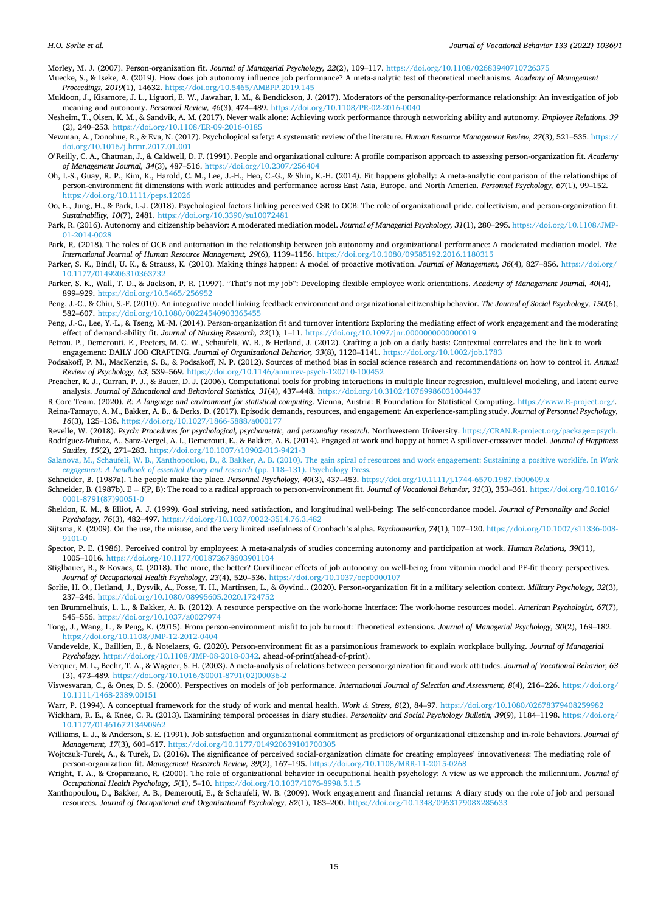Morley, M. J. (2007). Person-organization fit. *Journal of Managerial Psychology, 22*(2), 109–117. https://doi.org/10.1108/02683940710726375

Muecke, S., & Iseke, A. (2019). How does job autonomy influence job performance? A meta-analytic test of theoretical mechanisms. *Academy of Management Proceedings, 2019*(1), 14632. https://doi.org/10.5465/AMBPP.2019.145

Muldoon, J., Kisamore, J. L., Liguori, E. W., Jawahar, I. M., & Bendickson, J. (2017). Moderators of the personality-performance relationship: An investigation of job meaning and autonomy. *Personnel Review, 46*(3), 474–489. https://doi.org/10.1108/PR-02-2016-0040

Nesheim, T., Olsen, K. M., & Sandvik, A. M. (2017). Never walk alone: Achieving work performance through networking ability and autonomy. *Employee Relations, 39* (2), 240–253. https://doi.org/10.1108/ER-09-2016-0185

Newman, A., Donohue, R., & Eva, N. (2017). Psychological safety: A systematic review of the literature. *Human Resource Management Review, 27*(3), 521–535. https://doi.org/10.1016/j.hrmr.2017.01.001

O'Reilly, C. A., Chatman, J., & Caldwell, D. F. (1991). People and organizational culture: A profile comparison approach to assessing person-organization fit. *Academy of Management Journal, 34*(3), 487–516. https://doi.org/10.2307/256404

Oh, I.-S., Guay, R. P., Kim, K., Harold, C. M., Lee, J.-H., Heo, C.-G., & Shin, K.-H. (2014). Fit happens globally: A meta-analytic comparison of the relationships of person-environment fit dimensions with work attitudes and performance across East Asia, Europe, and North America. *Personnel Psychology, 67*(1), 99–152. https://doi.org/10.1111/peps.12026

Oo, E., Jung, H., & Park, I.-J. (2018). Psychological factors linking perceived CSR to OCB: The role of organizational pride, collectivism, and person-organization fit. *Sustainability, 10*(7), 2481. https://doi.org/10.3390/su10072481

Park, R. (2016). Autonomy and citizenship behavior: A moderated mediation model. *Journal of Managerial Psychology, 31*(1), 280–295. https://doi.org/10.1108/JMP-01-2014-0028

Park, R. (2018). The roles of OCB and automation in the relationship between job autonomy and organizational performance: A moderated mediation model. *The International Journal of Human Resource Management, 29*(6), 1139–1156. https://doi.org/10.1080/09585192.2016.1180315

Parker, S. K., Bindl, U. K., & Strauss, K. (2010). Making things happen: A model of proactive motivation. *Journal of Management, 36*(4), 827–856. https://doi.org/10.1177/0149206310363732

Parker, S. K., Wall, T. D., & Jackson, P. R. (1997). "That's not my job": Developing flexible employee work orientations. *Academy of Management Journal, 40*(4), 899–929. https://doi.org/10.5465/256952

Peng, J.-C., & Chiu, S.-F. (2010). An integrative model linking feedback environment and organizational citizenship behavior. *The Journal of Social Psychology, 150*(6), 582–607. https://doi.org/10.1080/00224540903365455

Peng, J.-C., Lee, Y.-L., & Tseng, M.-M. (2014). Person-organization fit and turnover intention: Exploring the mediating effect of work engagement and the moderating effect of demand-ability fit. *Journal of Nursing Research, 22*(1), 1–11. https://doi.org/10.1097/jnr.0000000000000019

Petrou, P., Demerouti, E., Peeters, M. C. W., Schaufeli, W. B., & Hetland, J. (2012). Crafting a job on a daily basis: Contextual correlates and the link to work engagement: DAILY JOB CRAFTING. *Journal of Organizational Behavior, 33*(8), 1120–1141. https://doi.org/10.1002/job.1783

Podsakoff, P. M., MacKenzie, S. B., & Podsakoff, N. P. (2012). Sources of method bias in social science research and recommendations on how to control it. *Annual Review of Psychology, 63*, 539–569. https://doi.org/10.1146/annurev-psych-120710-100452

Preacher, K. J., Curran, P. J., & Bauer, D. J. (2006). Computational tools for probing interactions in multiple linear regression, multilevel modeling, and latent curve analysis. *Journal of Educational and Behavioral Statistics, 31*(4), 437–448. https://doi.org/10.3102/10769986031004437

R Core Team. (2020). *R: A language and environment for statistical computing.* Vienna, Austria: R Foundation for Statistical Computing. https://www.R-project.org/.

Reina-Tamayo, A. M., Bakker, A. B., & Derks, D. (2017). Episodic demands, resources, and engagement: An experience-sampling study. *Journal of Personnel Psychology, 16*(3), 125–136. https://doi.org/10.1027/1866-5888/a000177

Revelle, W. (2018). *Psych: Procedures for psychological, psychometric, and personality research.* Northwestern University. https://CRAN.R-project.org/package=psych.

Rodríguez-Muñoz, A., Sanz-Vergel, A. I., Demerouti, E., & Bakker, A. B. (2014). Engaged at work and happy at home: A spillover-crossover model. *Journal of Happiness Studies, 15*(2), 271–283. https://doi.org/10.1007/s10902-013-9421-3

Salanova, M., Schaufeli, W. B., Xanthopoulou, D., & Bakker, A. B. (2010). The gain spiral of resources and work engagement: Sustaining a positive worklife. In *Work engagement: A handbook of essential theory and research* (pp. 118–131). Psychology Press.

Schneider, B. (1987a). The people make the place. *Personnel Psychology, 40*(3), 437–453. https://doi.org/10.1111/j.1744-6570.1987.tb00609.x

Schneider, B. (1987b). E = f(P, B): The road to a radical approach to person-environment fit. *Journal of Vocational Behavior, 31*(3), 353–361. https://doi.org/10.1016/0001-8791(87)90051-0

Sheldon, K. M., & Elliot, A. J. (1999). Goal striving, need satisfaction, and longitudinal well-being: The self-concordance model. *Journal of Personality and Social Psychology, 76*(3), 482–497. https://doi.org/10.1037/0022-3514.76.3.482

Sijtsma, K. (2009). On the use, the misuse, and the very limited usefulness of Cronbach's alpha. *Psychometrika, 74*(1), 107–120. https://doi.org/10.1007/s11336-008-9101-0

Spector, P. E. (1986). Perceived control by employees: A meta-analysis of studies concerning autonomy and participation at work. *Human Relations, 39*(11), 1005–1016. https://doi.org/10.1177/001872678603901104

Stiglbauer, B., & Kovacs, C. (2018). The more, the better? Curvilinear effects of job autonomy on well-being from vitamin model and PE-fit theory perspectives. *Journal of Occupational Health Psychology, 23*(4), 520–536. https://doi.org/10.1037/ocp0000107

Sørlie, H. O., Hetland, J., Dysvik, A., Fosse, T. H., Martinsen, L., & Øyvind.. (2020). Person-organization fit in a military selection context. *Military Psychology, 32*(3), 237–246. https://doi.org/10.1080/08995605.2020.1724752

ten Brummelhuis, L. L., & Bakker, A. B. (2012). A resource perspective on the work-home Interface: The work-home resources model. *American Psychologist, 67*(7), 545–556. https://doi.org/10.1037/a0027974

Tong, J., Wang, L., & Peng, K. (2015). From person-environment misfit to job burnout: Theoretical extensions. *Journal of Managerial Psychology, 30*(2), 169–182. https://doi.org/10.1108/JMP-12-2012-0404

Vandevelde, K., Baillien, E., & Notelaers, G. (2020). Person-environment fit as a parsimonious framework to explain workplace bullying. *Journal of Managerial Psychology*. https://doi.org/10.1108/JMP-08-2018-0342. ahead-of-print(ahead-of-print).

Verquer, M. L., Beehr, T. A., & Wagner, S. H. (2003). A meta-analysis of relations between personorganization fit and work attitudes. *Journal of Vocational Behavior, 63* (3), 473–489. https://doi.org/10.1016/S0001-8791(02)00036-2

Viswesvaran, C., & Ones, D. S. (2000). Perspectives on models of job performance. *International Journal of Selection and Assessment, 8*(4), 216–226. https://doi.org/10.1111/1468-2389.00151

Warr, P. (1994). A conceptual framework for the study of work and mental health. *Work & Stress, 8*(2), 84–97. https://doi.org/10.1080/02678379408259982

Wickham, R. E., & Knee, C. R. (2013). Examining temporal processes in diary studies. *Personality and Social Psychology Bulletin, 39*(9), 1184–1198. https://doi.org/10.1177/0146167213490962

Williams, L. J., & Anderson, S. E. (1991). Job satisfaction and organizational commitment as predictors of organizational citizenship and in-role behaviors. *Journal of Management, 17*(3), 601–617. https://doi.org/10.1177/014920639101700305

Wojtczuk-Turek, A., & Turek, D. (2016). The significance of perceived social-organization climate for creating employees' innovativeness: The mediating role of person-organization fit. *Management Research Review, 39*(2), 167–195. https://doi.org/10.1108/MRR-11-2015-0268

Wright, T. A., & Cropanzano, R. (2000). The role of organizational behavior in occupational health psychology: A view as we approach the millennium. *Journal of Occupational Health Psychology, 5*(1), 5–10. https://doi.org/10.1037/1076-8998.5.1.5

Xanthopoulou, D., Bakker, A. B., Demerouti, E., & Schaufeli, W. B. (2009). Work engagement and financial returns: A diary study on the role of job and personal resources. *Journal of Occupational and Organizational Psychology, 82*(1), 183–200. https://doi.org/10.1348/096317908X285633